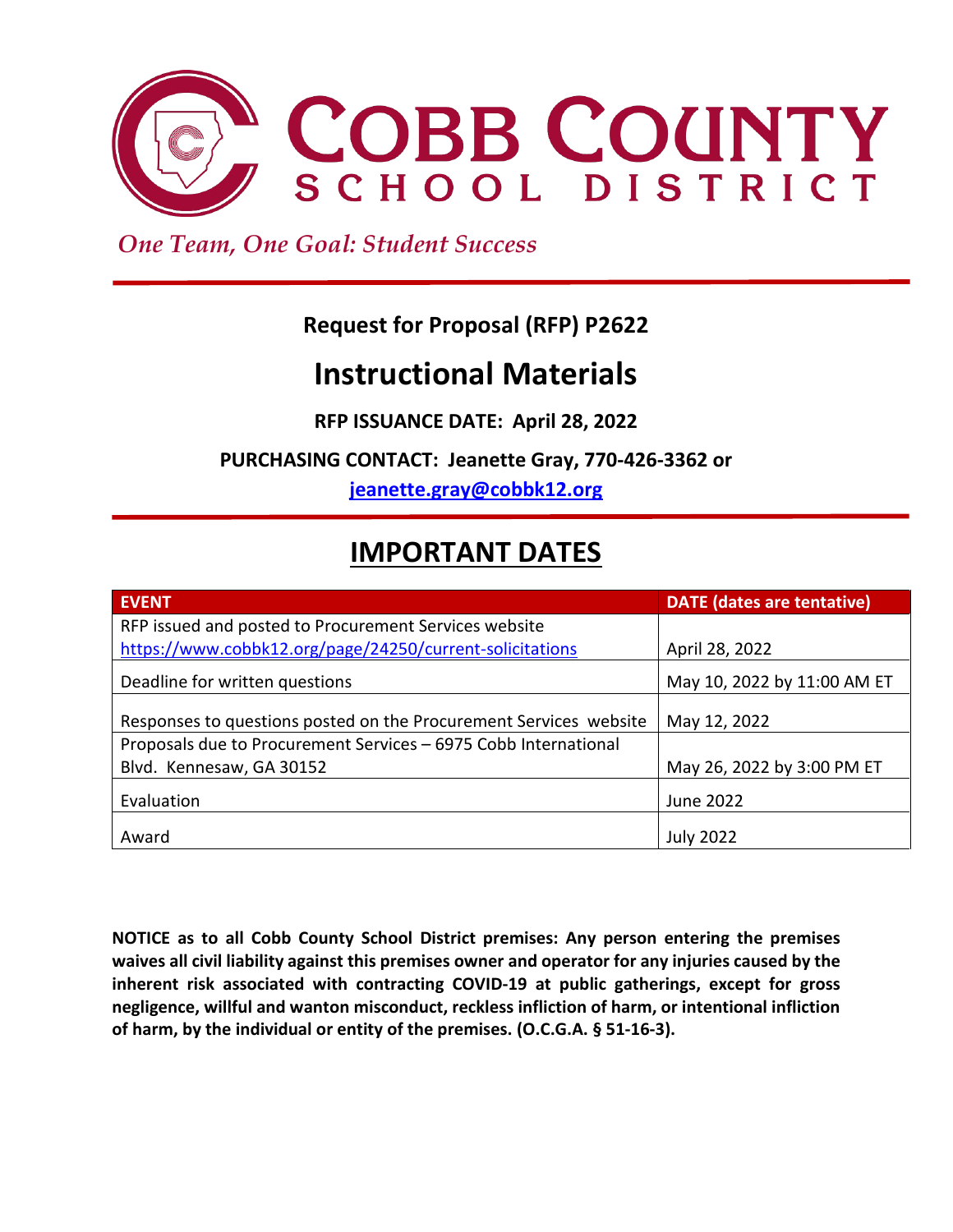# COBB COUNTY SCHOOL DISTRICT

*One Team, One Goal: Student Success*

**Request for Proposal (RFP) P2622**

## Instructional Materials

**RFP ISSUANCE DATE: April 28, 2022**

**PURCHASING CONTACT: Jeanette Gray, 770-426-3362 or jeanette.gray@cobbk12.org**

## IMPORTANT DATES

| EVENT | DATE (dates are tentative) |
| --- | --- |
| RFP issued and posted to Procurement Services website https://www.cobbk12.org/page/24250/current-solicitations | April 28, 2022 |
| Deadline for written questions | May 10, 2022 by 11:00 AM ET |
| Responses to questions posted on the Procurement Services website | May 12, 2022 |
| Proposals due to Procurement Services – 6975 Cobb International Blvd. Kennesaw, GA 30152 | May 26, 2022 by 3:00 PM ET |
| Evaluation | June 2022 |
| Award | July 2022 |

**NOTICE as to all Cobb County School District premises: Any person entering the premises waives all civil liability against this premises owner and operator for any injuries caused by the inherent risk associated with contracting COVID-19 at public gatherings, except for gross negligence, willful and wanton misconduct, reckless infliction of harm, or intentional infliction of harm, by the individual or entity of the premises. (O.C.G.A. § 51-16-3).**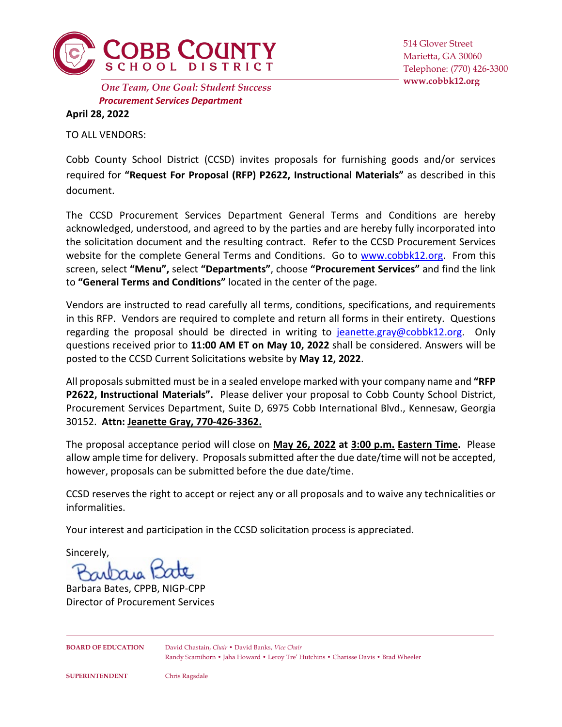**COBB COUNTY**
**SCHOOL DISTRICT**

514 Glover Street
Marietta, GA 30060
Telephone: (770) 426-3300
**www.cobbk12.org**

*One Team, One Goal: Student Success*
***Procurement Services Department***

**April 28, 2022**

TO ALL VENDORS:

Cobb County School District (CCSD) invites proposals for furnishing goods and/or services required for **"Request For Proposal (RFP) P2622, Instructional Materials"** as described in this document.

The CCSD Procurement Services Department General Terms and Conditions are hereby acknowledged, understood, and agreed to by the parties and are hereby fully incorporated into the solicitation document and the resulting contract. Refer to the CCSD Procurement Services website for the complete General Terms and Conditions. Go to www.cobbk12.org. From this screen, select **"Menu",** select **"Departments"**, choose **"Procurement Services"** and find the link to **"General Terms and Conditions"** located in the center of the page.

Vendors are instructed to read carefully all terms, conditions, specifications, and requirements in this RFP. Vendors are required to complete and return all forms in their entirety. Questions regarding the proposal should be directed in writing to jeanette.gray@cobbk12.org. Only questions received prior to **11:00 AM ET on May 10, 2022** shall be considered. Answers will be posted to the CCSD Current Solicitations website by **May 12, 2022**.

All proposals submitted must be in a sealed envelope marked with your company name and **"RFP P2622, Instructional Materials".** Please deliver your proposal to Cobb County School District, Procurement Services Department, Suite D, 6975 Cobb International Blvd., Kennesaw, Georgia 30152. **Attn: Jeanette Gray, 770-426-3362.**

The proposal acceptance period will close on **May 26, 2022 at 3:00 p.m. Eastern Time.** Please allow ample time for delivery. Proposals submitted after the due date/time will not be accepted, however, proposals can be submitted before the due date/time.

CCSD reserves the right to accept or reject any or all proposals and to waive any technicalities or informalities.

Your interest and participation in the CCSD solicitation process is appreciated.

Sincerely,

Barbara Bates, CPPB, NIGP-CPP
Director of Procurement Services

**BOARD OF EDUCATION** David Chastain, *Chair* • David Banks, *Vice Chair*
Randy Scamihorn • Jaha Howard • Leroy Tre' Hutchins • Charisse Davis • Brad Wheeler

**SUPERINTENDENT** Chris Ragsdale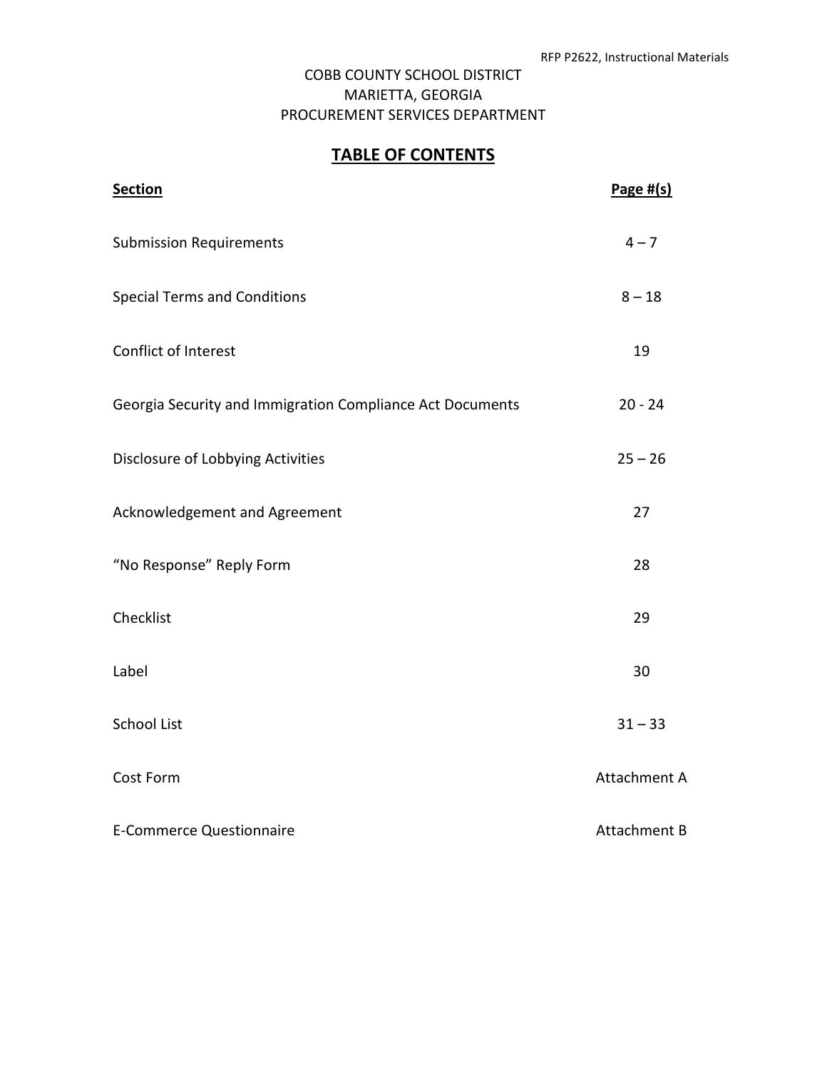COBB COUNTY SCHOOL DISTRICT
MARIETTA, GEORGIA
PROCUREMENT SERVICES DEPARTMENT

# TABLE OF CONTENTS

| Section | Page #(s) |
|---|---|
| Submission Requirements | 4 – 7 |
| Special Terms and Conditions | 8 – 18 |
| Conflict of Interest | 19 |
| Georgia Security and Immigration Compliance Act Documents | 20 - 24 |
| Disclosure of Lobbying Activities | 25 – 26 |
| Acknowledgement and Agreement | 27 |
| "No Response" Reply Form | 28 |
| Checklist | 29 |
| Label | 30 |
| School List | 31 – 33 |
| Cost Form | Attachment A |
| E-Commerce Questionnaire | Attachment B |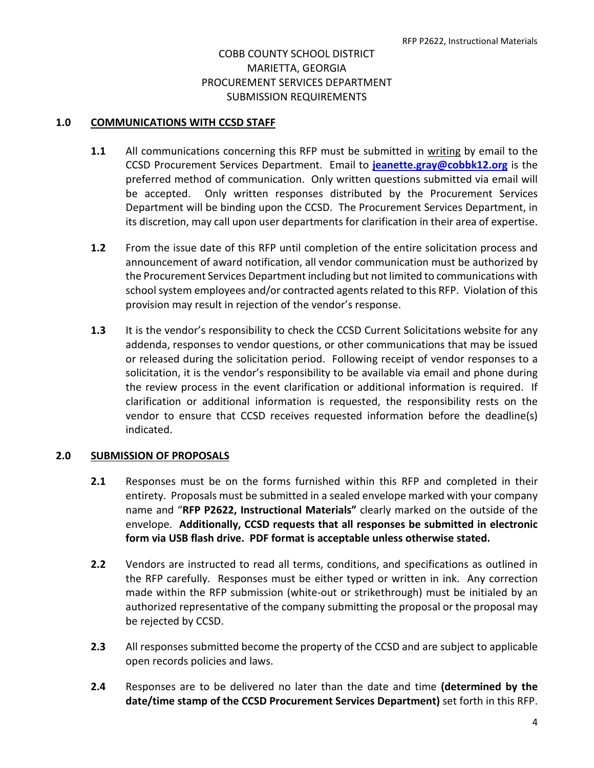COBB COUNTY SCHOOL DISTRICT
MARIETTA, GEORGIA
PROCUREMENT SERVICES DEPARTMENT
SUBMISSION REQUIREMENTS

## 1.0 COMMUNICATIONS WITH CCSD STAFF

**1.1** All communications concerning this RFP must be submitted in writing by email to the CCSD Procurement Services Department. Email to **jeanette.gray@cobbk12.org** is the preferred method of communication. Only written questions submitted via email will be accepted. Only written responses distributed by the Procurement Services Department will be binding upon the CCSD. The Procurement Services Department, in its discretion, may call upon user departments for clarification in their area of expertise.

**1.2** From the issue date of this RFP until completion of the entire solicitation process and announcement of award notification, all vendor communication must be authorized by the Procurement Services Department including but not limited to communications with school system employees and/or contracted agents related to this RFP. Violation of this provision may result in rejection of the vendor's response.

**1.3** It is the vendor's responsibility to check the CCSD Current Solicitations website for any addenda, responses to vendor questions, or other communications that may be issued or released during the solicitation period. Following receipt of vendor responses to a solicitation, it is the vendor's responsibility to be available via email and phone during the review process in the event clarification or additional information is required. If clarification or additional information is requested, the responsibility rests on the vendor to ensure that CCSD receives requested information before the deadline(s) indicated.

## 2.0 SUBMISSION OF PROPOSALS

**2.1** Responses must be on the forms furnished within this RFP and completed in their entirety. Proposals must be submitted in a sealed envelope marked with your company name and "**RFP P2622, Instructional Materials"** clearly marked on the outside of the envelope. **Additionally, CCSD requests that all responses be submitted in electronic form via USB flash drive. PDF format is acceptable unless otherwise stated.**

**2.2** Vendors are instructed to read all terms, conditions, and specifications as outlined in the RFP carefully. Responses must be either typed or written in ink. Any correction made within the RFP submission (white-out or strikethrough) must be initialed by an authorized representative of the company submitting the proposal or the proposal may be rejected by CCSD.

**2.3** All responses submitted become the property of the CCSD and are subject to applicable open records policies and laws.

**2.4** Responses are to be delivered no later than the date and time **(determined by the date/time stamp of the CCSD Procurement Services Department)** set forth in this RFP.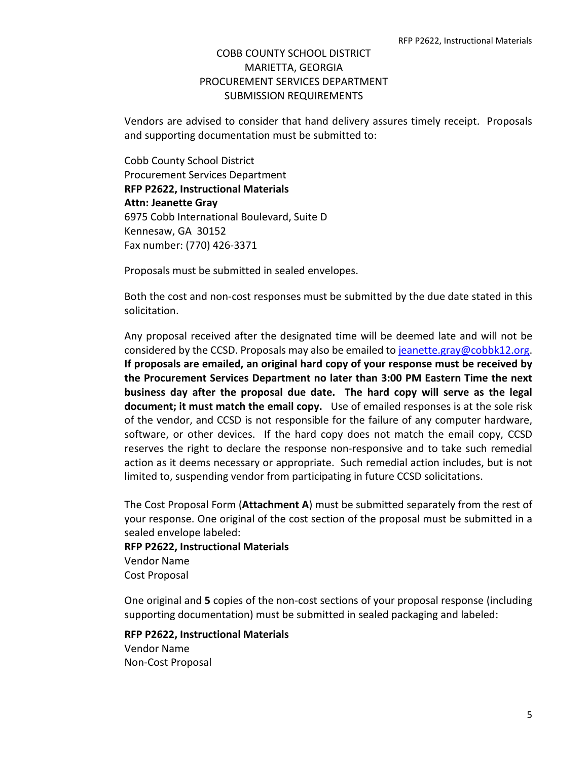# COBB COUNTY SCHOOL DISTRICT
## MARIETTA, GEORGIA
## PROCUREMENT SERVICES DEPARTMENT
## SUBMISSION REQUIREMENTS

Vendors are advised to consider that hand delivery assures timely receipt. Proposals and supporting documentation must be submitted to:

Cobb County School District
Procurement Services Department
**RFP P2622, Instructional Materials**
**Attn: Jeanette Gray**
6975 Cobb International Boulevard, Suite D
Kennesaw, GA 30152
Fax number: (770) 426-3371

Proposals must be submitted in sealed envelopes.

Both the cost and non-cost responses must be submitted by the due date stated in this solicitation.

Any proposal received after the designated time will be deemed late and will not be considered by the CCSD. Proposals may also be emailed to jeanette.gray@cobbk12.org. **If proposals are emailed, an original hard copy of your response must be received by the Procurement Services Department no later than 3:00 PM Eastern Time the next business day after the proposal due date. The hard copy will serve as the legal document; it must match the email copy.** Use of emailed responses is at the sole risk of the vendor, and CCSD is not responsible for the failure of any computer hardware, software, or other devices. If the hard copy does not match the email copy, CCSD reserves the right to declare the response non-responsive and to take such remedial action as it deems necessary or appropriate. Such remedial action includes, but is not limited to, suspending vendor from participating in future CCSD solicitations.

The Cost Proposal Form (**Attachment A**) must be submitted separately from the rest of your response. One original of the cost section of the proposal must be submitted in a sealed envelope labeled:

**RFP P2622, Instructional Materials**
Vendor Name
Cost Proposal

One original and **5** copies of the non-cost sections of your proposal response (including supporting documentation) must be submitted in sealed packaging and labeled:

**RFP P2622, Instructional Materials**
Vendor Name
Non-Cost Proposal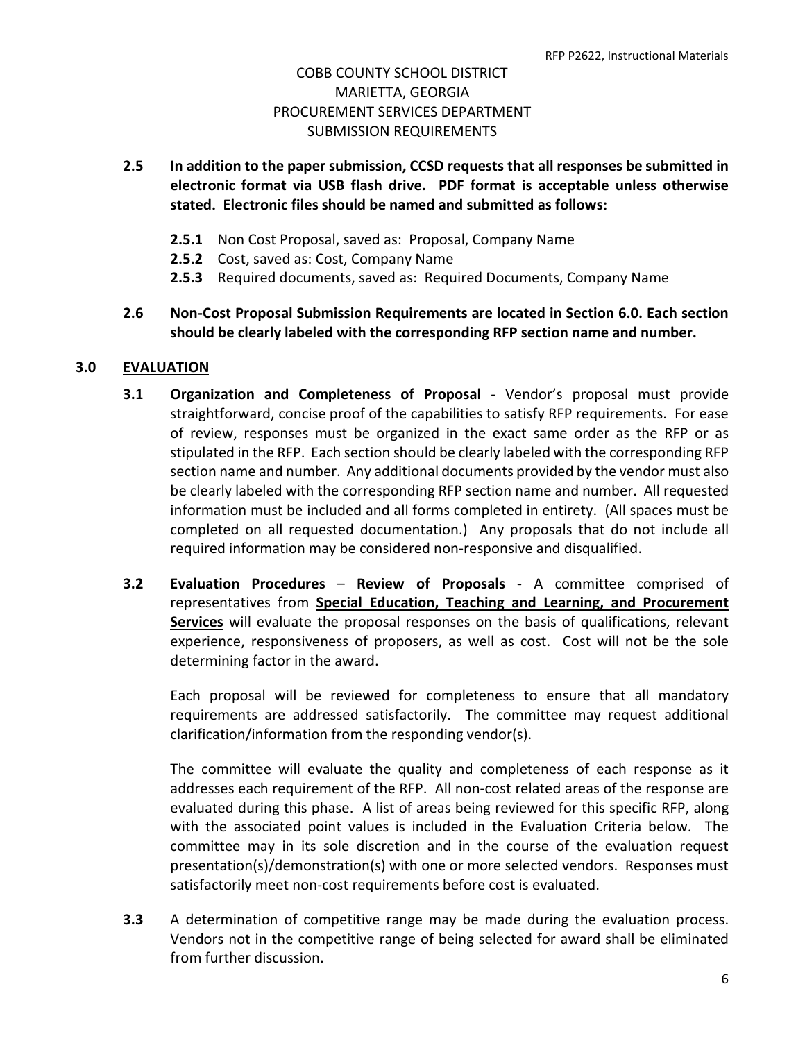COBB COUNTY SCHOOL DISTRICT
MARIETTA, GEORGIA
PROCUREMENT SERVICES DEPARTMENT
SUBMISSION REQUIREMENTS

**2.5 In addition to the paper submission, CCSD requests that all responses be submitted in electronic format via USB flash drive. PDF format is acceptable unless otherwise stated. Electronic files should be named and submitted as follows:**

- **2.5.1** Non Cost Proposal, saved as: Proposal, Company Name
- **2.5.2** Cost, saved as: Cost, Company Name
- **2.5.3** Required documents, saved as: Required Documents, Company Name

**2.6 Non-Cost Proposal Submission Requirements are located in Section 6.0. Each section should be clearly labeled with the corresponding RFP section name and number.**

## 3.0 EVALUATION

**3.1 Organization and Completeness of Proposal** - Vendor's proposal must provide straightforward, concise proof of the capabilities to satisfy RFP requirements. For ease of review, responses must be organized in the exact same order as the RFP or as stipulated in the RFP. Each section should be clearly labeled with the corresponding RFP section name and number. Any additional documents provided by the vendor must also be clearly labeled with the corresponding RFP section name and number. All requested information must be included and all forms completed in entirety. (All spaces must be completed on all requested documentation.) Any proposals that do not include all required information may be considered non-responsive and disqualified.

**3.2 Evaluation Procedures – Review of Proposals** - A committee comprised of representatives from **Special Education, Teaching and Learning, and Procurement Services** will evaluate the proposal responses on the basis of qualifications, relevant experience, responsiveness of proposers, as well as cost. Cost will not be the sole determining factor in the award.

Each proposal will be reviewed for completeness to ensure that all mandatory requirements are addressed satisfactorily. The committee may request additional clarification/information from the responding vendor(s).

The committee will evaluate the quality and completeness of each response as it addresses each requirement of the RFP. All non-cost related areas of the response are evaluated during this phase. A list of areas being reviewed for this specific RFP, along with the associated point values is included in the Evaluation Criteria below. The committee may in its sole discretion and in the course of the evaluation request presentation(s)/demonstration(s) with one or more selected vendors. Responses must satisfactorily meet non-cost requirements before cost is evaluated.

**3.3** A determination of competitive range may be made during the evaluation process. Vendors not in the competitive range of being selected for award shall be eliminated from further discussion.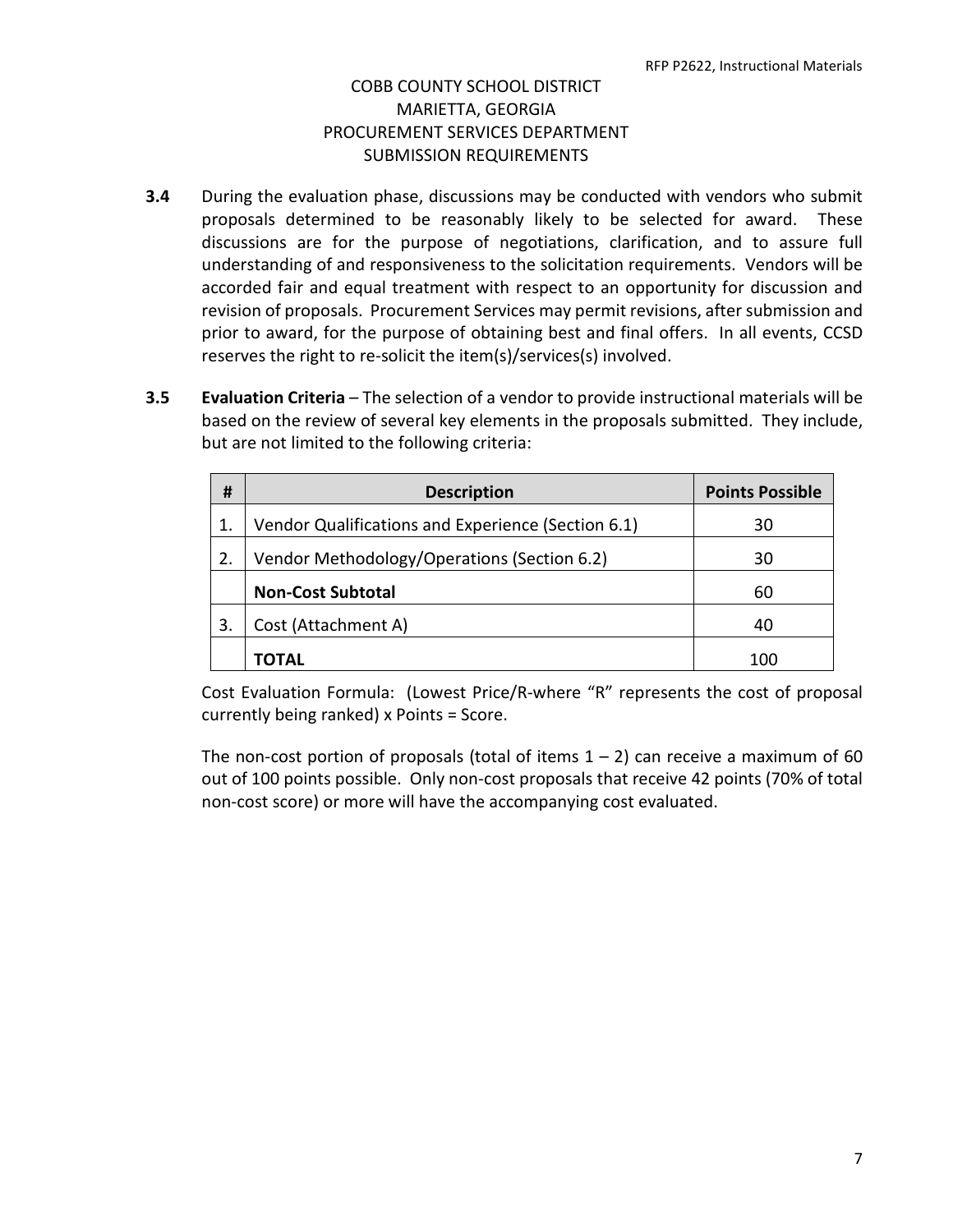COBB COUNTY SCHOOL DISTRICT
MARIETTA, GEORGIA
PROCUREMENT SERVICES DEPARTMENT
SUBMISSION REQUIREMENTS

**3.4** During the evaluation phase, discussions may be conducted with vendors who submit proposals determined to be reasonably likely to be selected for award. These discussions are for the purpose of negotiations, clarification, and to assure full understanding of and responsiveness to the solicitation requirements. Vendors will be accorded fair and equal treatment with respect to an opportunity for discussion and revision of proposals. Procurement Services may permit revisions, after submission and prior to award, for the purpose of obtaining best and final offers. In all events, CCSD reserves the right to re-solicit the item(s)/services(s) involved.

**3.5** **Evaluation Criteria** – The selection of a vendor to provide instructional materials will be based on the review of several key elements in the proposals submitted. They include, but are not limited to the following criteria:

| # | Description | Points Possible |
|---|---|---|
| 1. | Vendor Qualifications and Experience (Section 6.1) | 30 |
| 2. | Vendor Methodology/Operations (Section 6.2) | 30 |
| | **Non-Cost Subtotal** | 60 |
| 3. | Cost (Attachment A) | 40 |
| | **TOTAL** | 100 |

Cost Evaluation Formula: (Lowest Price/R-where "R" represents the cost of proposal currently being ranked) x Points = Score.

The non-cost portion of proposals (total of items 1 – 2) can receive a maximum of 60 out of 100 points possible. Only non-cost proposals that receive 42 points (70% of total non-cost score) or more will have the accompanying cost evaluated.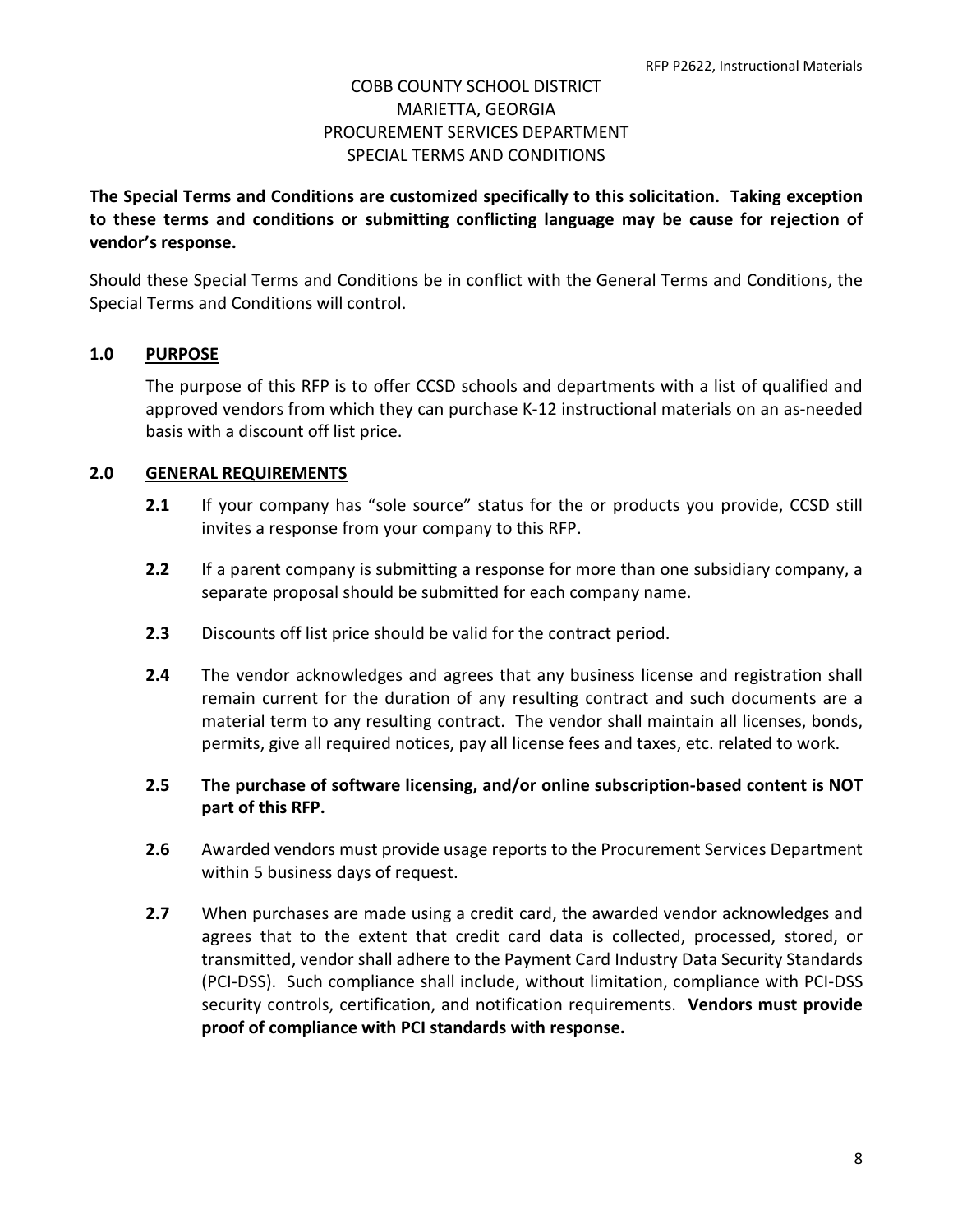COBB COUNTY SCHOOL DISTRICT
MARIETTA, GEORGIA
PROCUREMENT SERVICES DEPARTMENT
SPECIAL TERMS AND CONDITIONS

**The Special Terms and Conditions are customized specifically to this solicitation. Taking exception to these terms and conditions or submitting conflicting language may be cause for rejection of vendor's response.**

Should these Special Terms and Conditions be in conflict with the General Terms and Conditions, the Special Terms and Conditions will control.

## 1.0 PURPOSE

The purpose of this RFP is to offer CCSD schools and departments with a list of qualified and approved vendors from which they can purchase K-12 instructional materials on an as-needed basis with a discount off list price.

## 2.0 GENERAL REQUIREMENTS

**2.1** If your company has "sole source" status for the or products you provide, CCSD still invites a response from your company to this RFP.

**2.2** If a parent company is submitting a response for more than one subsidiary company, a separate proposal should be submitted for each company name.

**2.3** Discounts off list price should be valid for the contract period.

**2.4** The vendor acknowledges and agrees that any business license and registration shall remain current for the duration of any resulting contract and such documents are a material term to any resulting contract. The vendor shall maintain all licenses, bonds, permits, give all required notices, pay all license fees and taxes, etc. related to work.

**2.5 The purchase of software licensing, and/or online subscription-based content is NOT part of this RFP.**

**2.6** Awarded vendors must provide usage reports to the Procurement Services Department within 5 business days of request.

**2.7** When purchases are made using a credit card, the awarded vendor acknowledges and agrees that to the extent that credit card data is collected, processed, stored, or transmitted, vendor shall adhere to the Payment Card Industry Data Security Standards (PCI-DSS). Such compliance shall include, without limitation, compliance with PCI-DSS security controls, certification, and notification requirements. **Vendors must provide proof of compliance with PCI standards with response.**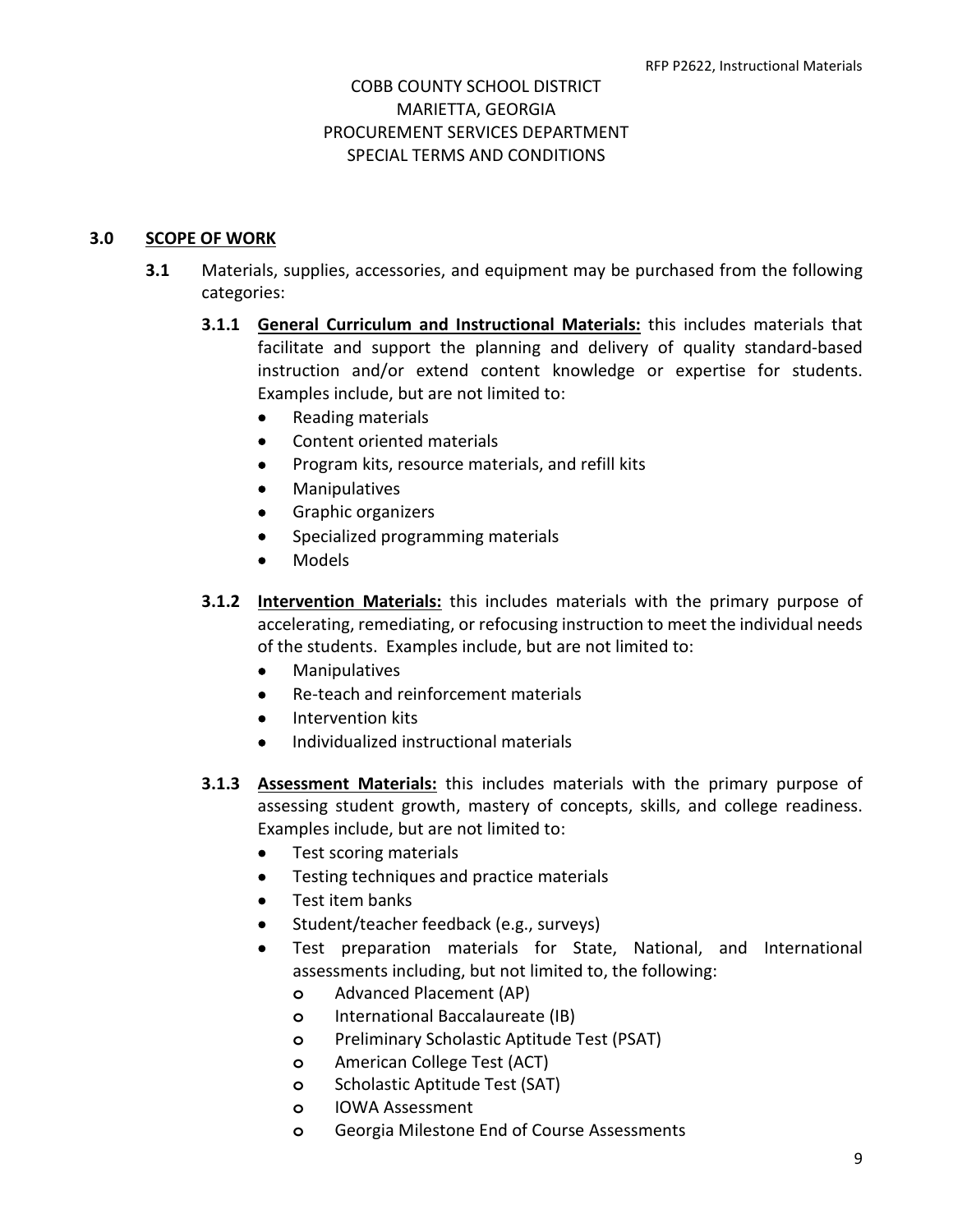COBB COUNTY SCHOOL DISTRICT
MARIETTA, GEORGIA
PROCUREMENT SERVICES DEPARTMENT
SPECIAL TERMS AND CONDITIONS

## 3.0 SCOPE OF WORK

**3.1** Materials, supplies, accessories, and equipment may be purchased from the following categories:

**3.1.1** **General Curriculum and Instructional Materials:** this includes materials that facilitate and support the planning and delivery of quality standard-based instruction and/or extend content knowledge or expertise for students. Examples include, but are not limited to:

- Reading materials
- Content oriented materials
- Program kits, resource materials, and refill kits
- Manipulatives
- Graphic organizers
- Specialized programming materials
- Models

**3.1.2** **Intervention Materials:** this includes materials with the primary purpose of accelerating, remediating, or refocusing instruction to meet the individual needs of the students. Examples include, but are not limited to:

- Manipulatives
- Re-teach and reinforcement materials
- Intervention kits
- Individualized instructional materials

**3.1.3** **Assessment Materials:** this includes materials with the primary purpose of assessing student growth, mastery of concepts, skills, and college readiness. Examples include, but are not limited to:

- Test scoring materials
- Testing techniques and practice materials
- Test item banks
- Student/teacher feedback (e.g., surveys)
- Test preparation materials for State, National, and International assessments including, but not limited to, the following:
  - Advanced Placement (AP)
  - International Baccalaureate (IB)
  - Preliminary Scholastic Aptitude Test (PSAT)
  - American College Test (ACT)
  - Scholastic Aptitude Test (SAT)
  - IOWA Assessment
  - Georgia Milestone End of Course Assessments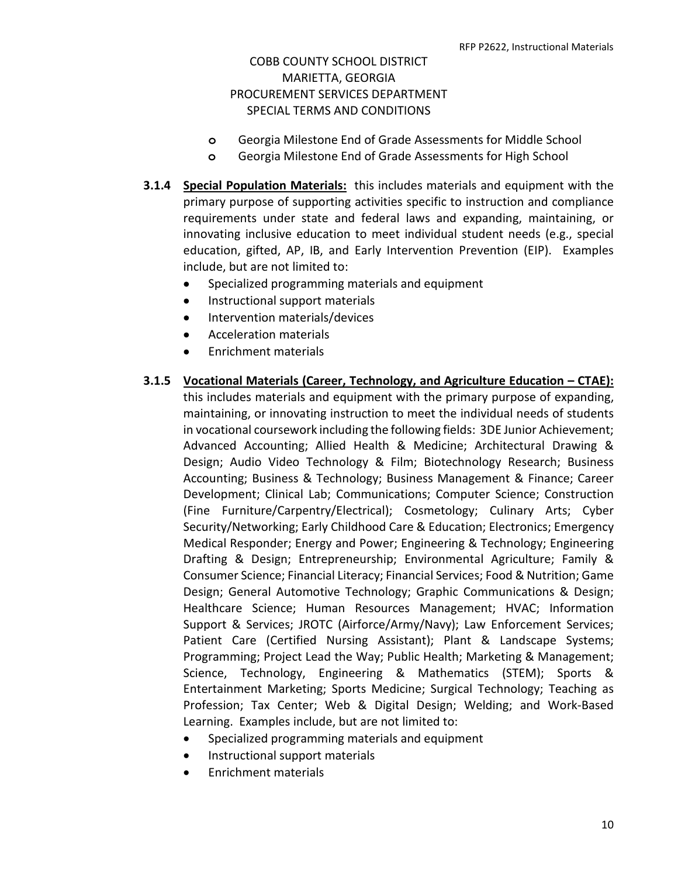COBB COUNTY SCHOOL DISTRICT
MARIETTA, GEORGIA
PROCUREMENT SERVICES DEPARTMENT
SPECIAL TERMS AND CONDITIONS

  - Georgia Milestone End of Grade Assessments for Middle School
  - Georgia Milestone End of Grade Assessments for High School

**3.1.4** **Special Population Materials:** this includes materials and equipment with the primary purpose of supporting activities specific to instruction and compliance requirements under state and federal laws and expanding, maintaining, or innovating inclusive education to meet individual student needs (e.g., special education, gifted, AP, IB, and Early Intervention Prevention (EIP). Examples include, but are not limited to:

- Specialized programming materials and equipment
- Instructional support materials
- Intervention materials/devices
- Acceleration materials
- Enrichment materials

**3.1.5** **Vocational Materials (Career, Technology, and Agriculture Education – CTAE):** this includes materials and equipment with the primary purpose of expanding, maintaining, or innovating instruction to meet the individual needs of students in vocational coursework including the following fields: 3DE Junior Achievement; Advanced Accounting; Allied Health & Medicine; Architectural Drawing & Design; Audio Video Technology & Film; Biotechnology Research; Business Accounting; Business & Technology; Business Management & Finance; Career Development; Clinical Lab; Communications; Computer Science; Construction (Fine Furniture/Carpentry/Electrical); Cosmetology; Culinary Arts; Cyber Security/Networking; Early Childhood Care & Education; Electronics; Emergency Medical Responder; Energy and Power; Engineering & Technology; Engineering Drafting & Design; Entrepreneurship; Environmental Agriculture; Family & Consumer Science; Financial Literacy; Financial Services; Food & Nutrition; Game Design; General Automotive Technology; Graphic Communications & Design; Healthcare Science; Human Resources Management; HVAC; Information Support & Services; JROTC (Airforce/Army/Navy); Law Enforcement Services; Patient Care (Certified Nursing Assistant); Plant & Landscape Systems; Programming; Project Lead the Way; Public Health; Marketing & Management; Science, Technology, Engineering & Mathematics (STEM); Sports & Entertainment Marketing; Sports Medicine; Surgical Technology; Teaching as Profession; Tax Center; Web & Digital Design; Welding; and Work-Based Learning. Examples include, but are not limited to:

- Specialized programming materials and equipment
- Instructional support materials
- Enrichment materials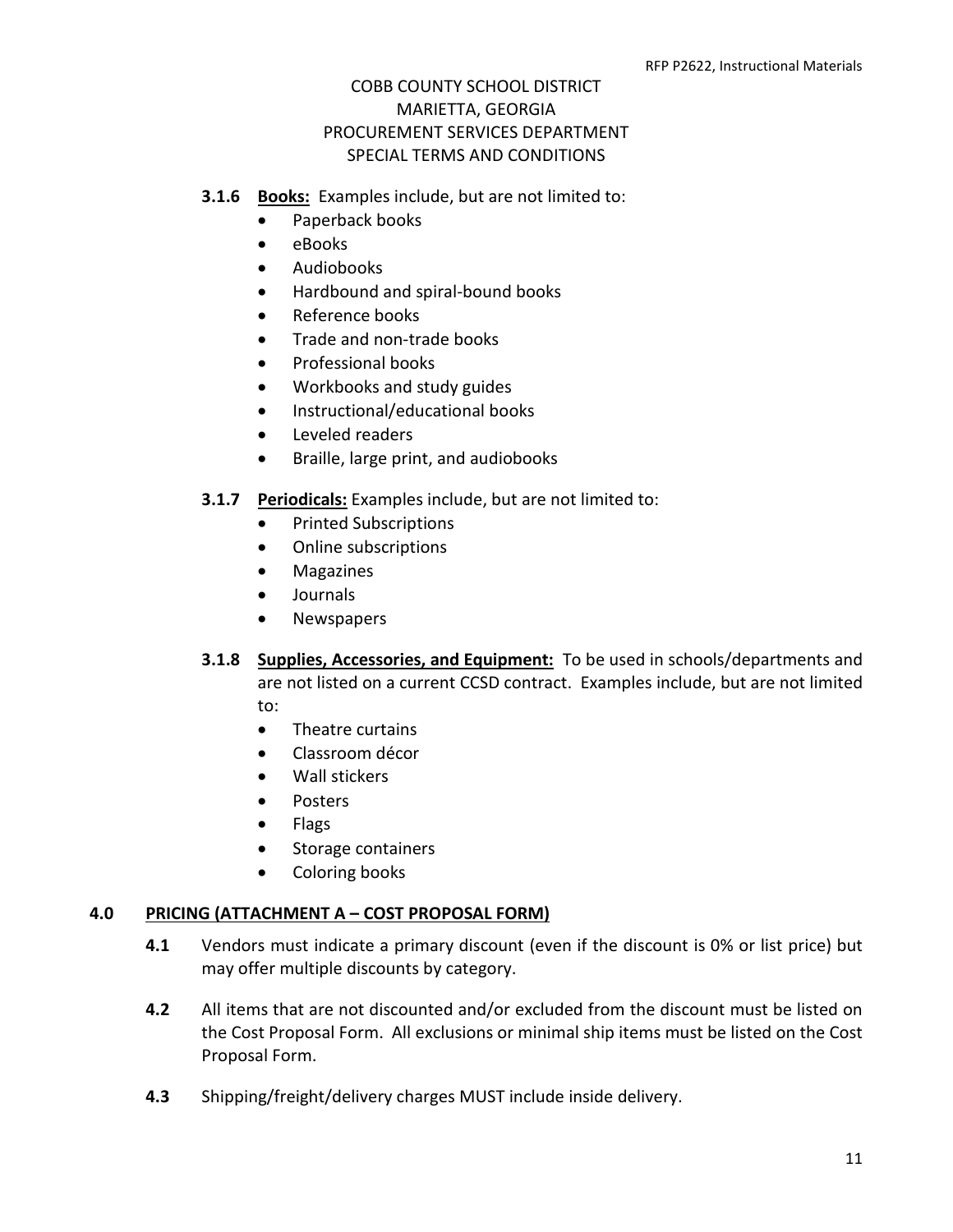COBB COUNTY SCHOOL DISTRICT
MARIETTA, GEORGIA
PROCUREMENT SERVICES DEPARTMENT
SPECIAL TERMS AND CONDITIONS

**3.1.6** **Books:** Examples include, but are not limited to:

- Paperback books
- eBooks
- Audiobooks
- Hardbound and spiral-bound books
- Reference books
- Trade and non-trade books
- Professional books
- Workbooks and study guides
- Instructional/educational books
- Leveled readers
- Braille, large print, and audiobooks

**3.1.7** **Periodicals:** Examples include, but are not limited to:

- Printed Subscriptions
- Online subscriptions
- Magazines
- Journals
- Newspapers

**3.1.8** **Supplies, Accessories, and Equipment:** To be used in schools/departments and are not listed on a current CCSD contract. Examples include, but are not limited to:

- Theatre curtains
- Classroom décor
- Wall stickers
- Posters
- Flags
- Storage containers
- Coloring books

## 4.0 PRICING (ATTACHMENT A – COST PROPOSAL FORM)

**4.1** Vendors must indicate a primary discount (even if the discount is 0% or list price) but may offer multiple discounts by category.

**4.2** All items that are not discounted and/or excluded from the discount must be listed on the Cost Proposal Form. All exclusions or minimal ship items must be listed on the Cost Proposal Form.

**4.3** Shipping/freight/delivery charges MUST include inside delivery.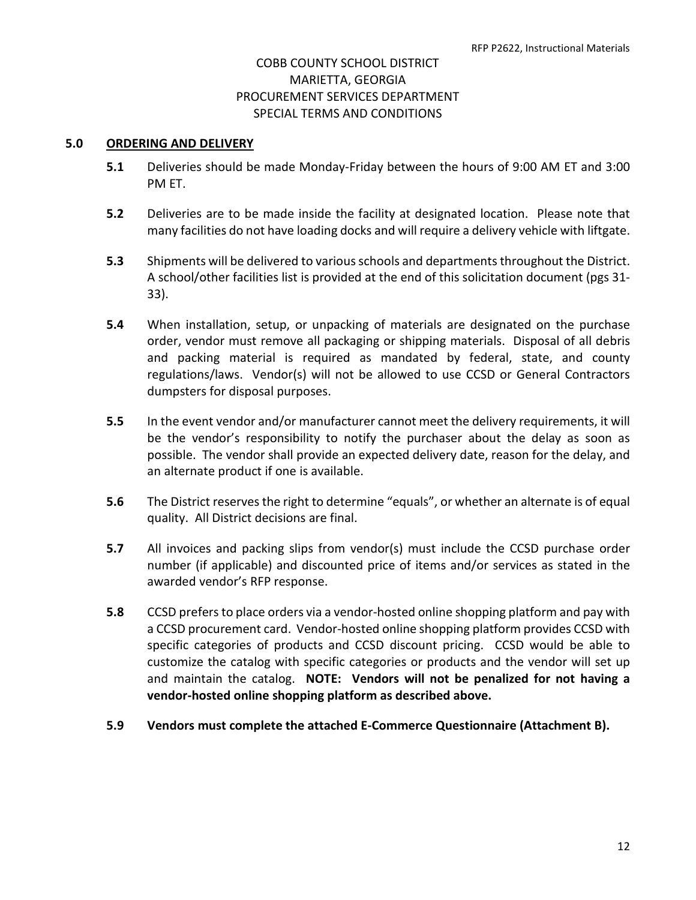COBB COUNTY SCHOOL DISTRICT
MARIETTA, GEORGIA
PROCUREMENT SERVICES DEPARTMENT
SPECIAL TERMS AND CONDITIONS

## 5.0 ORDERING AND DELIVERY

**5.1** Deliveries should be made Monday-Friday between the hours of 9:00 AM ET and 3:00 PM ET.

**5.2** Deliveries are to be made inside the facility at designated location. Please note that many facilities do not have loading docks and will require a delivery vehicle with liftgate.

**5.3** Shipments will be delivered to various schools and departments throughout the District. A school/other facilities list is provided at the end of this solicitation document (pgs 31-33).

**5.4** When installation, setup, or unpacking of materials are designated on the purchase order, vendor must remove all packaging or shipping materials. Disposal of all debris and packing material is required as mandated by federal, state, and county regulations/laws. Vendor(s) will not be allowed to use CCSD or General Contractors dumpsters for disposal purposes.

**5.5** In the event vendor and/or manufacturer cannot meet the delivery requirements, it will be the vendor's responsibility to notify the purchaser about the delay as soon as possible. The vendor shall provide an expected delivery date, reason for the delay, and an alternate product if one is available.

**5.6** The District reserves the right to determine "equals", or whether an alternate is of equal quality. All District decisions are final.

**5.7** All invoices and packing slips from vendor(s) must include the CCSD purchase order number (if applicable) and discounted price of items and/or services as stated in the awarded vendor's RFP response.

**5.8** CCSD prefers to place orders via a vendor-hosted online shopping platform and pay with a CCSD procurement card. Vendor-hosted online shopping platform provides CCSD with specific categories of products and CCSD discount pricing. CCSD would be able to customize the catalog with specific categories or products and the vendor will set up and maintain the catalog. **NOTE: Vendors will not be penalized for not having a vendor-hosted online shopping platform as described above.**

**5.9 Vendors must complete the attached E-Commerce Questionnaire (Attachment B).**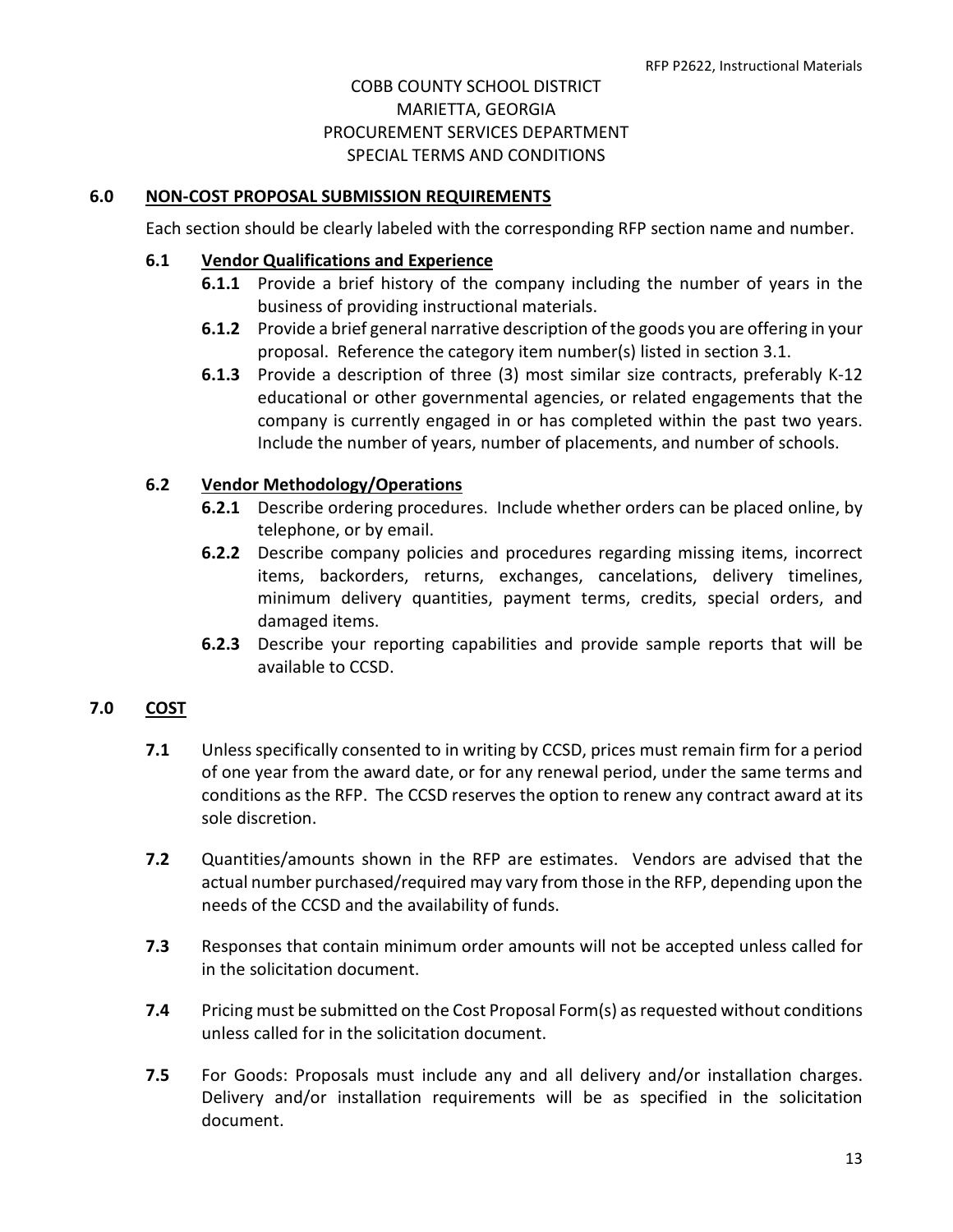COBB COUNTY SCHOOL DISTRICT
MARIETTA, GEORGIA
PROCUREMENT SERVICES DEPARTMENT
SPECIAL TERMS AND CONDITIONS

## 6.0 NON-COST PROPOSAL SUBMISSION REQUIREMENTS

Each section should be clearly labeled with the corresponding RFP section name and number.

### 6.1 Vendor Qualifications and Experience

**6.1.1** Provide a brief history of the company including the number of years in the business of providing instructional materials.

**6.1.2** Provide a brief general narrative description of the goods you are offering in your proposal. Reference the category item number(s) listed in section 3.1.

**6.1.3** Provide a description of three (3) most similar size contracts, preferably K-12 educational or other governmental agencies, or related engagements that the company is currently engaged in or has completed within the past two years. Include the number of years, number of placements, and number of schools.

### 6.2 Vendor Methodology/Operations

**6.2.1** Describe ordering procedures. Include whether orders can be placed online, by telephone, or by email.

**6.2.2** Describe company policies and procedures regarding missing items, incorrect items, backorders, returns, exchanges, cancelations, delivery timelines, minimum delivery quantities, payment terms, credits, special orders, and damaged items.

**6.2.3** Describe your reporting capabilities and provide sample reports that will be available to CCSD.

## 7.0 COST

**7.1** Unless specifically consented to in writing by CCSD, prices must remain firm for a period of one year from the award date, or for any renewal period, under the same terms and conditions as the RFP. The CCSD reserves the option to renew any contract award at its sole discretion.

**7.2** Quantities/amounts shown in the RFP are estimates. Vendors are advised that the actual number purchased/required may vary from those in the RFP, depending upon the needs of the CCSD and the availability of funds.

**7.3** Responses that contain minimum order amounts will not be accepted unless called for in the solicitation document.

**7.4** Pricing must be submitted on the Cost Proposal Form(s) as requested without conditions unless called for in the solicitation document.

**7.5** For Goods: Proposals must include any and all delivery and/or installation charges. Delivery and/or installation requirements will be as specified in the solicitation document.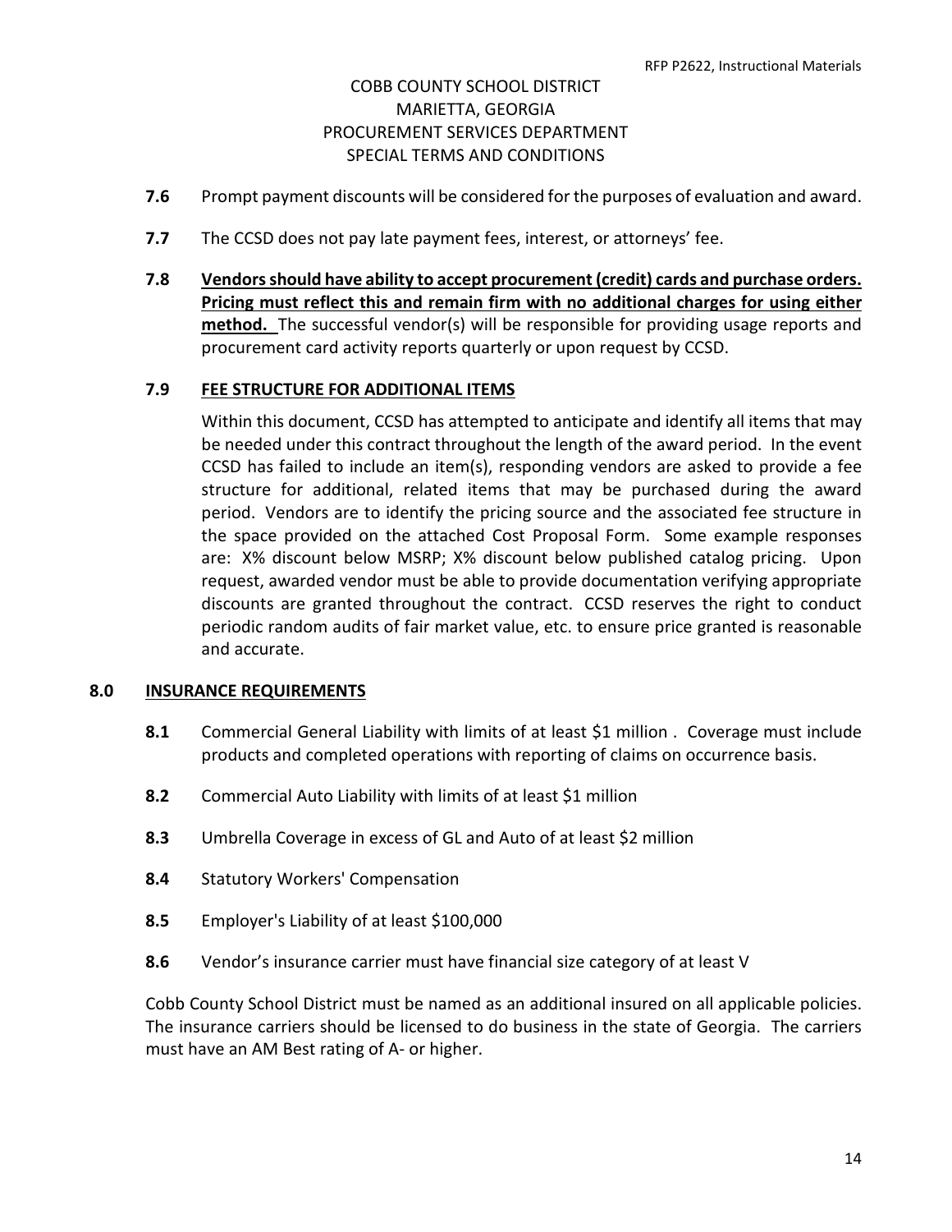COBB COUNTY SCHOOL DISTRICT
MARIETTA, GEORGIA
PROCUREMENT SERVICES DEPARTMENT
SPECIAL TERMS AND CONDITIONS

**7.6** Prompt payment discounts will be considered for the purposes of evaluation and award.

**7.7** The CCSD does not pay late payment fees, interest, or attorneys' fee.

**7.8** **Vendors should have ability to accept procurement (credit) cards and purchase orders. Pricing must reflect this and remain firm with no additional charges for using either method.** The successful vendor(s) will be responsible for providing usage reports and procurement card activity reports quarterly or upon request by CCSD.

**7.9** **FEE STRUCTURE FOR ADDITIONAL ITEMS**

Within this document, CCSD has attempted to anticipate and identify all items that may be needed under this contract throughout the length of the award period. In the event CCSD has failed to include an item(s), responding vendors are asked to provide a fee structure for additional, related items that may be purchased during the award period. Vendors are to identify the pricing source and the associated fee structure in the space provided on the attached Cost Proposal Form. Some example responses are: X% discount below MSRP; X% discount below published catalog pricing. Upon request, awarded vendor must be able to provide documentation verifying appropriate discounts are granted throughout the contract. CCSD reserves the right to conduct periodic random audits of fair market value, etc. to ensure price granted is reasonable and accurate.

## 8.0 INSURANCE REQUIREMENTS

**8.1** Commercial General Liability with limits of at least $1 million . Coverage must include products and completed operations with reporting of claims on occurrence basis.

**8.2** Commercial Auto Liability with limits of at least $1 million

**8.3** Umbrella Coverage in excess of GL and Auto of at least $2 million

**8.4** Statutory Workers' Compensation

**8.5** Employer's Liability of at least $100,000

**8.6** Vendor's insurance carrier must have financial size category of at least V

Cobb County School District must be named as an additional insured on all applicable policies. The insurance carriers should be licensed to do business in the state of Georgia. The carriers must have an AM Best rating of A- or higher.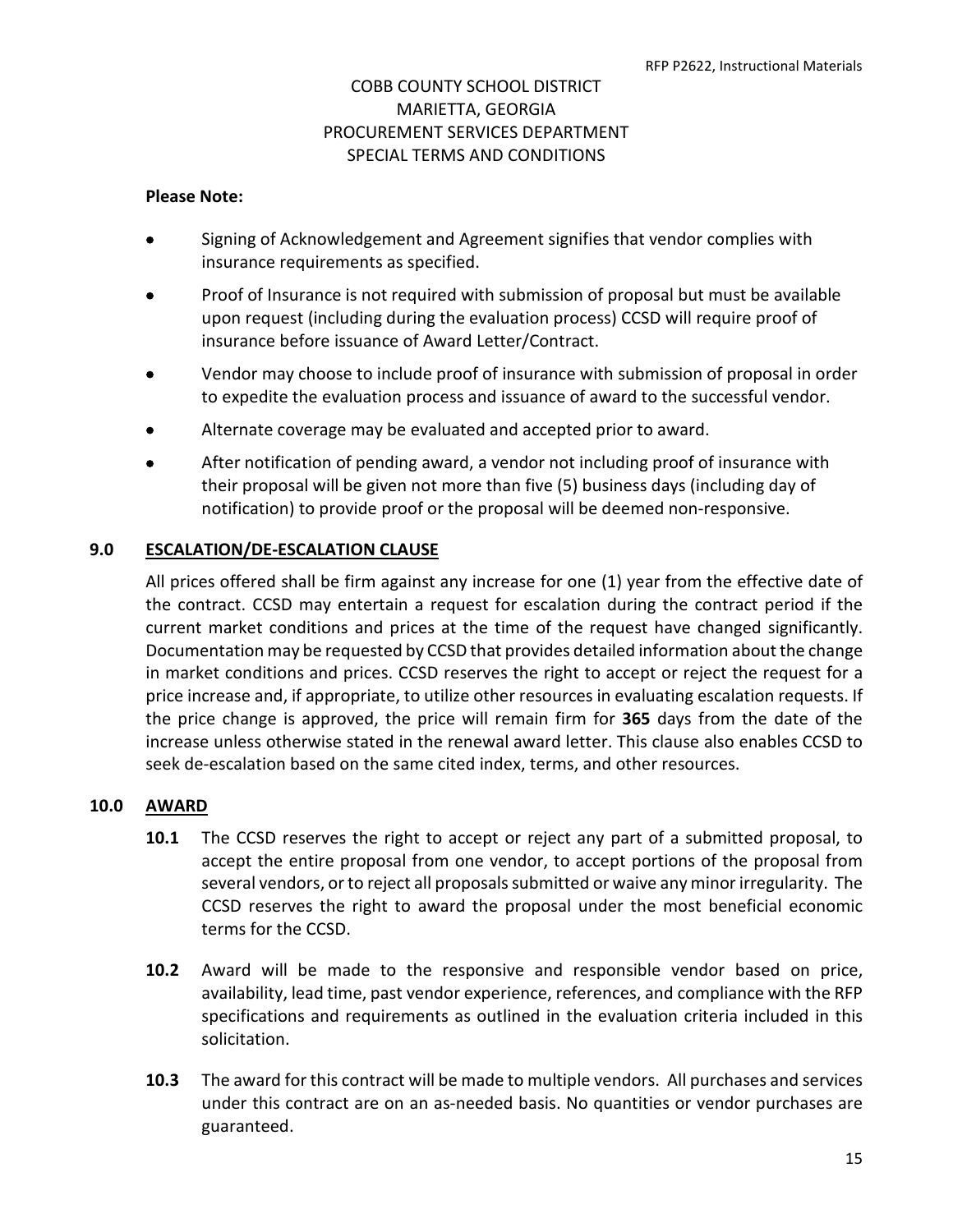COBB COUNTY SCHOOL DISTRICT
MARIETTA, GEORGIA
PROCUREMENT SERVICES DEPARTMENT
SPECIAL TERMS AND CONDITIONS

**Please Note:**

- Signing of Acknowledgement and Agreement signifies that vendor complies with insurance requirements as specified.
- Proof of Insurance is not required with submission of proposal but must be available upon request (including during the evaluation process) CCSD will require proof of insurance before issuance of Award Letter/Contract.
- Vendor may choose to include proof of insurance with submission of proposal in order to expedite the evaluation process and issuance of award to the successful vendor.
- Alternate coverage may be evaluated and accepted prior to award.
- After notification of pending award, a vendor not including proof of insurance with their proposal will be given not more than five (5) business days (including day of notification) to provide proof or the proposal will be deemed non-responsive.

## 9.0 ESCALATION/DE-ESCALATION CLAUSE

All prices offered shall be firm against any increase for one (1) year from the effective date of the contract. CCSD may entertain a request for escalation during the contract period if the current market conditions and prices at the time of the request have changed significantly. Documentation may be requested by CCSD that provides detailed information about the change in market conditions and prices. CCSD reserves the right to accept or reject the request for a price increase and, if appropriate, to utilize other resources in evaluating escalation requests. If the price change is approved, the price will remain firm for **365** days from the date of the increase unless otherwise stated in the renewal award letter. This clause also enables CCSD to seek de-escalation based on the same cited index, terms, and other resources.

## 10.0 AWARD

**10.1** The CCSD reserves the right to accept or reject any part of a submitted proposal, to accept the entire proposal from one vendor, to accept portions of the proposal from several vendors, or to reject all proposals submitted or waive any minor irregularity. The CCSD reserves the right to award the proposal under the most beneficial economic terms for the CCSD.

**10.2** Award will be made to the responsive and responsible vendor based on price, availability, lead time, past vendor experience, references, and compliance with the RFP specifications and requirements as outlined in the evaluation criteria included in this solicitation.

**10.3** The award for this contract will be made to multiple vendors. All purchases and services under this contract are on an as-needed basis. No quantities or vendor purchases are guaranteed.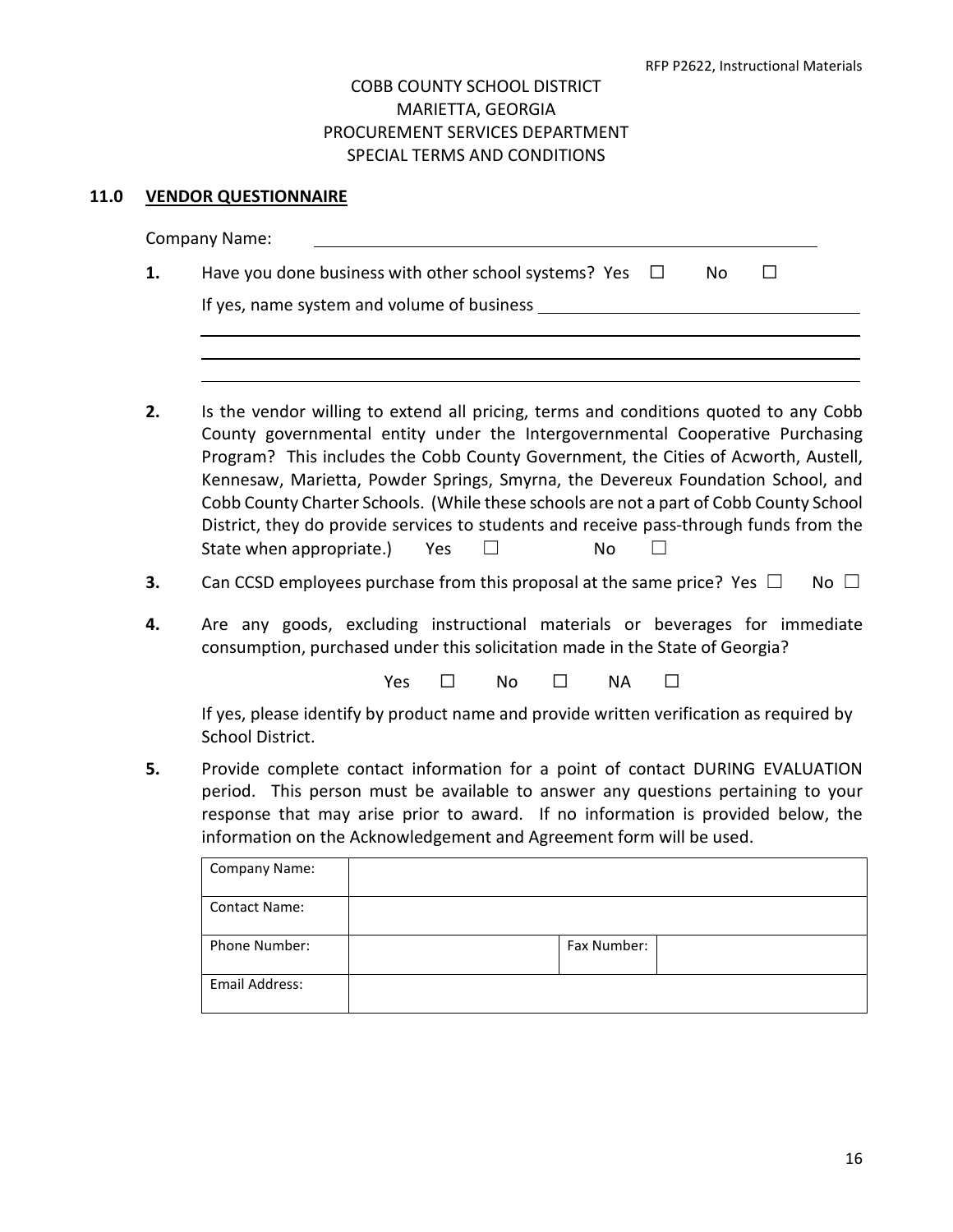COBB COUNTY SCHOOL DISTRICT
MARIETTA, GEORGIA
PROCUREMENT SERVICES DEPARTMENT
SPECIAL TERMS AND CONDITIONS

## 11.0 VENDOR QUESTIONNAIRE

Company Name: ______________________________________________

**1.** Have you done business with other school systems? Yes ☐ No ☐

If yes, name system and volume of business ______________________________

______________________________________________________________

______________________________________________________________

______________________________________________________________

**2.** Is the vendor willing to extend all pricing, terms and conditions quoted to any Cobb County governmental entity under the Intergovernmental Cooperative Purchasing Program? This includes the Cobb County Government, the Cities of Acworth, Austell, Kennesaw, Marietta, Powder Springs, Smyrna, the Devereux Foundation School, and Cobb County Charter Schools. (While these schools are not a part of Cobb County School District, they do provide services to students and receive pass-through funds from the State when appropriate.) Yes ☐ No ☐

**3.** Can CCSD employees purchase from this proposal at the same price? Yes ☐ No ☐

**4.** Are any goods, excluding instructional materials or beverages for immediate consumption, purchased under this solicitation made in the State of Georgia?

Yes ☐ No ☐ NA ☐

If yes, please identify by product name and provide written verification as required by School District.

**5.** Provide complete contact information for a point of contact DURING EVALUATION period. This person must be available to answer any questions pertaining to your response that may arise prior to award. If no information is provided below, the information on the Acknowledgement and Agreement form will be used.

| Company Name: | | | |
|---|---|---|---|
| Contact Name: | | | |
| Phone Number: | | Fax Number: | |
| Email Address: | | | |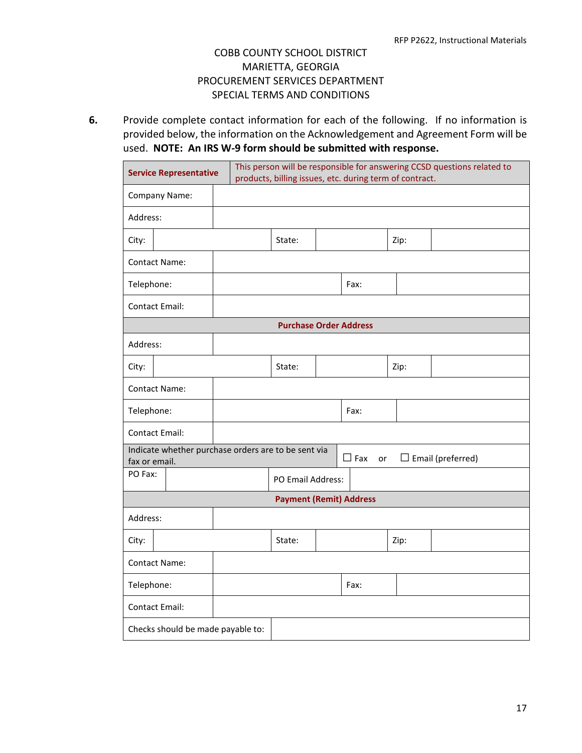COBB COUNTY SCHOOL DISTRICT
MARIETTA, GEORGIA
PROCUREMENT SERVICES DEPARTMENT
SPECIAL TERMS AND CONDITIONS

**6.** Provide complete contact information for each of the following. If no information is provided below, the information on the Acknowledgement and Agreement Form will be used. **NOTE: An IRS W-9 form should be submitted with response.**

| **Service Representative** | This person will be responsible for answering CCSD questions related to products, billing issues, etc. during term of contract. | | | | |
|---|---|---|---|---|---|
| Company Name: | | | | | |
| Address: | | | | | |
| City: | | State: | | Zip: | |
| Contact Name: | | | | | |
| Telephone: | | Fax: | | | |
| Contact Email: | | | | | |
| **Purchase Order Address** | | | | | |
| Address: | | | | | |
| City: | | State: | | Zip: | |
| Contact Name: | | | | | |
| Telephone: | | Fax: | | | |
| Contact Email: | | | | | |
| Indicate whether purchase orders are to be sent via fax or email. | | ☐ Fax or ☐ Email (preferred) | | | |
| PO Fax: | | PO Email Address: | | | |
| **Payment (Remit) Address** | | | | | |
| Address: | | | | | |
| City: | | State: | | Zip: | |
| Contact Name: | | | | | |
| Telephone: | | Fax: | | | |
| Contact Email: | | | | | |
| Checks should be made payable to: | | | | | |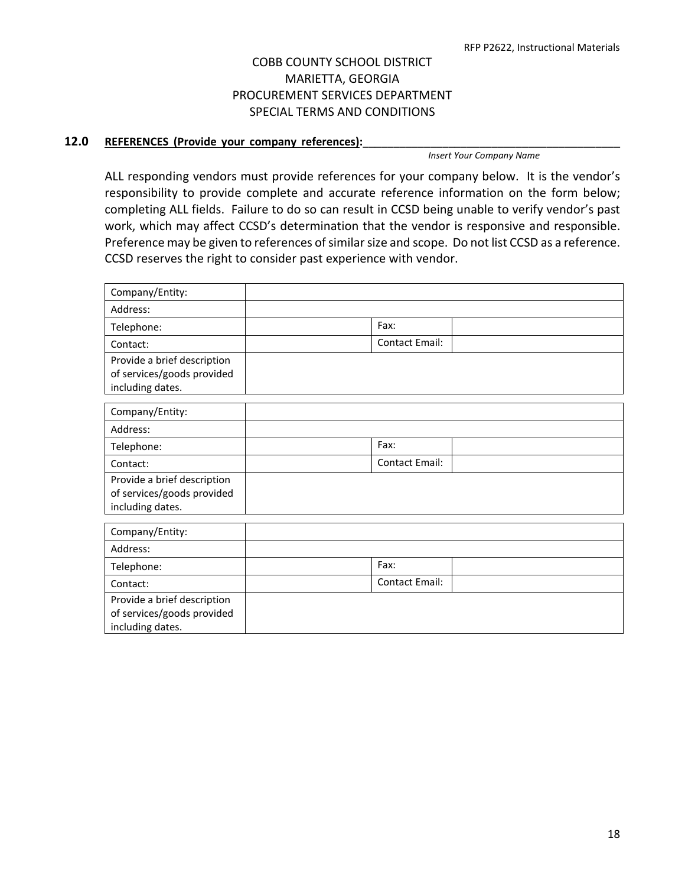COBB COUNTY SCHOOL DISTRICT
MARIETTA, GEORGIA
PROCUREMENT SERVICES DEPARTMENT
SPECIAL TERMS AND CONDITIONS

**12.0 REFERENCES (Provide your company references):**____________________________________________

*Insert Your Company Name*

ALL responding vendors must provide references for your company below. It is the vendor's responsibility to provide complete and accurate reference information on the form below; completing ALL fields. Failure to do so can result in CCSD being unable to verify vendor's past work, which may affect CCSD's determination that the vendor is responsive and responsible. Preference may be given to references of similar size and scope. Do not list CCSD as a reference. CCSD reserves the right to consider past experience with vendor.

| Company/Entity: | | | |
|---|---|---|---|
| Address: | | | |
| Telephone: | | Fax: | |
| Contact: | | Contact Email: | |
| Provide a brief description of services/goods provided including dates. | | | |

| Company/Entity: | | | |
|---|---|---|---|
| Address: | | | |
| Telephone: | | Fax: | |
| Contact: | | Contact Email: | |
| Provide a brief description of services/goods provided including dates. | | | |

| Company/Entity: | | | |
|---|---|---|---|
| Address: | | | |
| Telephone: | | Fax: | |
| Contact: | | Contact Email: | |
| Provide a brief description of services/goods provided including dates. | | | |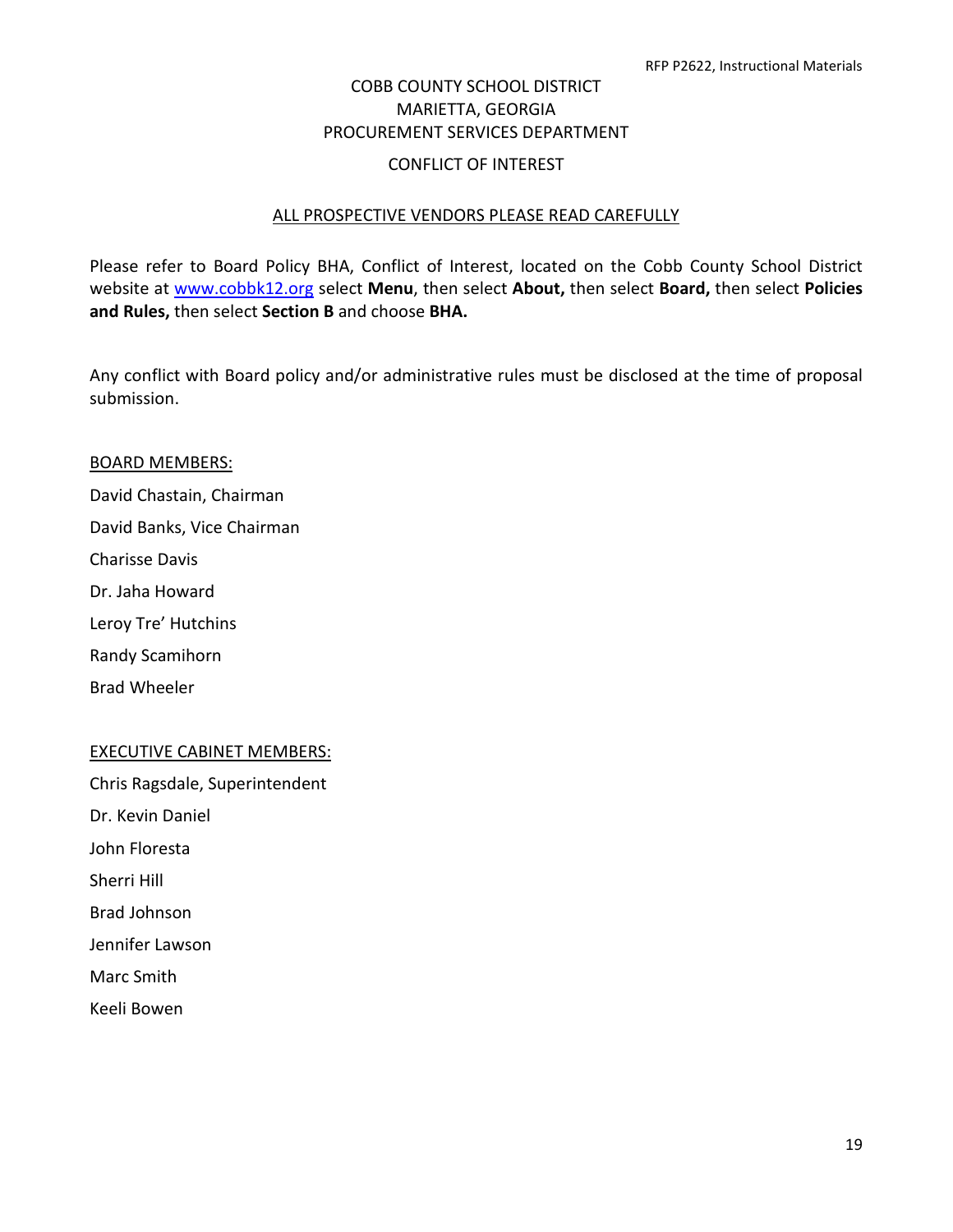# COBB COUNTY SCHOOL DISTRICT
# MARIETTA, GEORGIA
# PROCUREMENT SERVICES DEPARTMENT

## CONFLICT OF INTEREST

ALL PROSPECTIVE VENDORS PLEASE READ CAREFULLY

Please refer to Board Policy BHA, Conflict of Interest, located on the Cobb County School District website at [www.cobbk12.org](http://www.cobbk12.org) select **Menu**, then select **About,** then select **Board,** then select **Policies and Rules,** then select **Section B** and choose **BHA.**

Any conflict with Board policy and/or administrative rules must be disclosed at the time of proposal submission.

BOARD MEMBERS:

David Chastain, Chairman

David Banks, Vice Chairman

Charisse Davis

Dr. Jaha Howard

Leroy Tre' Hutchins

Randy Scamihorn

Brad Wheeler

EXECUTIVE CABINET MEMBERS:

Chris Ragsdale, Superintendent

Dr. Kevin Daniel

John Floresta

Sherri Hill

Brad Johnson

Jennifer Lawson

Marc Smith

Keeli Bowen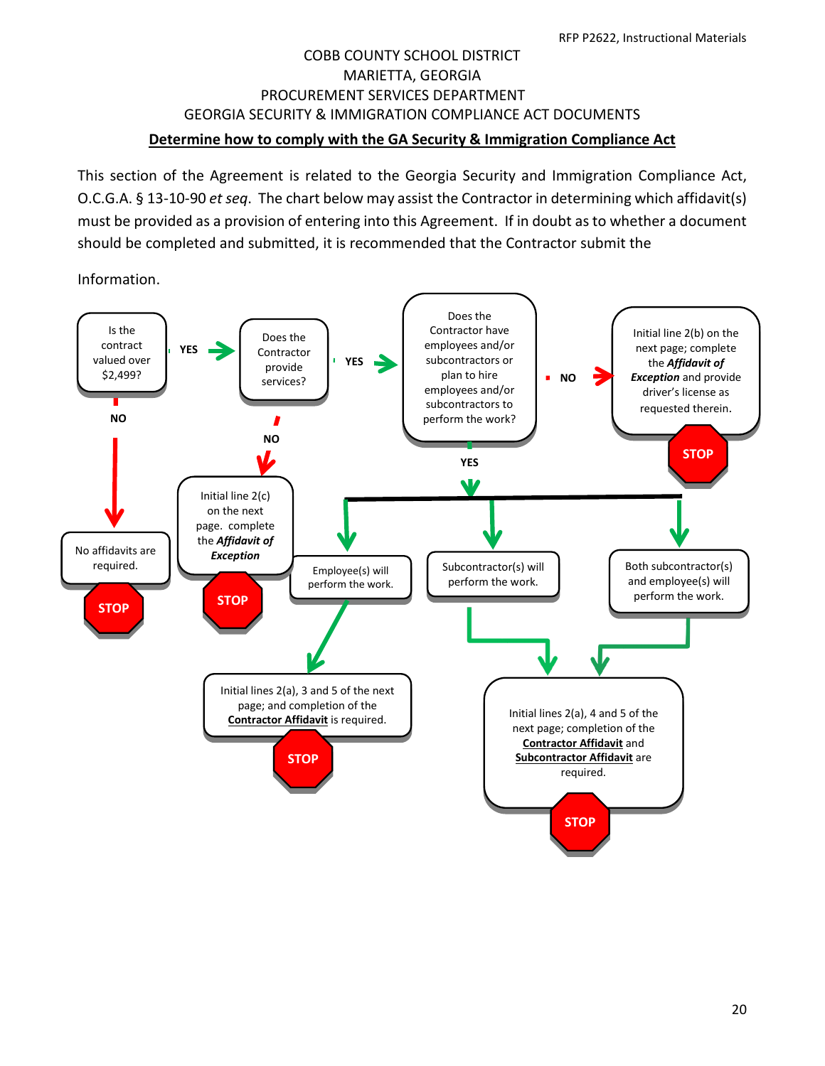COBB COUNTY SCHOOL DISTRICT
MARIETTA, GEORGIA
PROCUREMENT SERVICES DEPARTMENT
GEORGIA SECURITY & IMMIGRATION COMPLIANCE ACT DOCUMENTS

## Determine how to comply with the GA Security & Immigration Compliance Act

This section of the Agreement is related to the Georgia Security and Immigration Compliance Act, O.C.G.A. § 13-10-90 *et seq*. The chart below may assist the Contractor in determining which affidavit(s) must be provided as a provision of entering into this Agreement. If in doubt as to whether a document should be completed and submitted, it is recommended that the Contractor submit the

Information.

Is the contract valued over $2,499?

- NO → No affidavits are required. **STOP**
- YES → Does the Contractor provide services?
  - NO → Initial line 2(c) on the next page. complete the ***Affidavit of Exception*** **STOP**
  - YES → Does the Contractor have employees and/or subcontractors or plan to hire employees and/or subcontractors to perform the work?
    - NO → Initial line 2(b) on the next page; complete the ***Affidavit of Exception*** and provide driver's license as requested therein. **STOP**
    - YES →
      - Employee(s) will perform the work. → Initial lines 2(a), 3 and 5 of the next page; and completion of the **Contractor Affidavit** is required. **STOP**
      - Subcontractor(s) will perform the work. → Initial lines 2(a), 4 and 5 of the next page; completion of the **Contractor Affidavit** and **Subcontractor Affidavit** are required. **STOP**
      - Both subcontractor(s) and employee(s) will perform the work. → Initial lines 2(a), 4 and 5 of the next page; completion of the **Contractor Affidavit** and **Subcontractor Affidavit** are required. **STOP**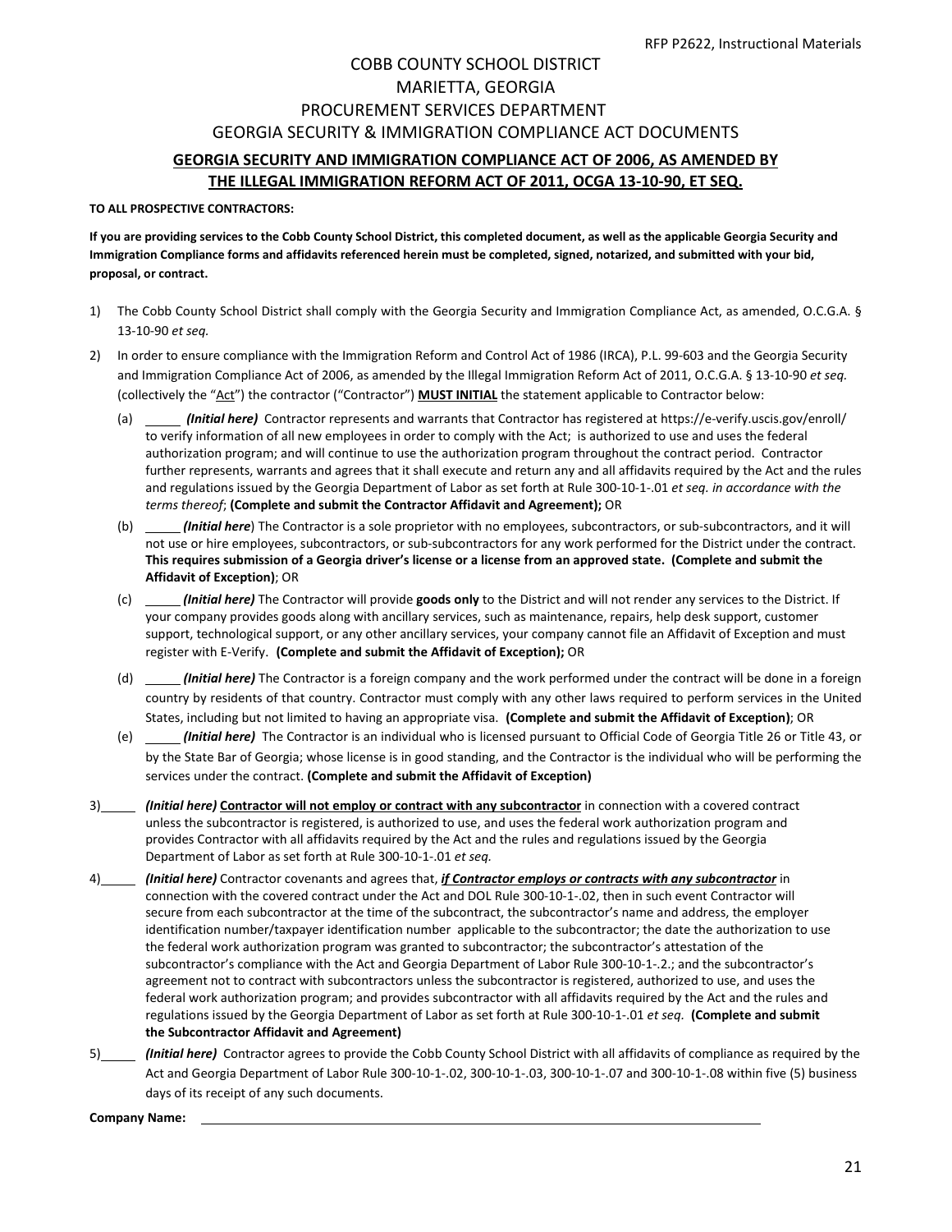COBB COUNTY SCHOOL DISTRICT
MARIETTA, GEORGIA
PROCUREMENT SERVICES DEPARTMENT
GEORGIA SECURITY & IMMIGRATION COMPLIANCE ACT DOCUMENTS

**GEORGIA SECURITY AND IMMIGRATION COMPLIANCE ACT OF 2006, AS AMENDED BY THE ILLEGAL IMMIGRATION REFORM ACT OF 2011, OCGA 13-10-90, ET SEQ.**

**TO ALL PROSPECTIVE CONTRACTORS:**

**If you are providing services to the Cobb County School District, this completed document, as well as the applicable Georgia Security and Immigration Compliance forms and affidavits referenced herein must be completed, signed, notarized, and submitted with your bid, proposal, or contract.**

1) The Cobb County School District shall comply with the Georgia Security and Immigration Compliance Act, as amended, O.C.G.A. § 13-10-90 *et seq.*

2) In order to ensure compliance with the Immigration Reform and Control Act of 1986 (IRCA), P.L. 99-603 and the Georgia Security and Immigration Compliance Act of 2006, as amended by the Illegal Immigration Reform Act of 2011, O.C.G.A. § 13-10-90 *et seq.* (collectively the "Act") the contractor ("Contractor") **MUST INITIAL** the statement applicable to Contractor below:

   (a) _____ ***(Initial here)*** Contractor represents and warrants that Contractor has registered at https://e-verify.uscis.gov/enroll/ to verify information of all new employees in order to comply with the Act; is authorized to use and uses the federal authorization program; and will continue to use the authorization program throughout the contract period. Contractor further represents, warrants and agrees that it shall execute and return any and all affidavits required by the Act and the rules and regulations issued by the Georgia Department of Labor as set forth at Rule 300-10-1-.01 *et seq. in accordance with the terms thereof*; **(Complete and submit the Contractor Affidavit and Agreement);** OR

   (b) _____ ***(Initial here)*** The Contractor is a sole proprietor with no employees, subcontractors, or sub-subcontractors, and it will not use or hire employees, subcontractors, or sub-subcontractors for any work performed for the District under the contract. **This requires submission of a Georgia driver's license or a license from an approved state. (Complete and submit the Affidavit of Exception)**; OR

   (c) _____ ***(Initial here)*** The Contractor will provide **goods only** to the District and will not render any services to the District. If your company provides goods along with ancillary services, such as maintenance, repairs, help desk support, customer support, technological support, or any other ancillary services, your company cannot file an Affidavit of Exception and must register with E-Verify. **(Complete and submit the Affidavit of Exception);** OR

   (d) _____ ***(Initial here)*** The Contractor is a foreign company and the work performed under the contract will be done in a foreign country by residents of that country. Contractor must comply with any other laws required to perform services in the United States, including but not limited to having an appropriate visa. **(Complete and submit the Affidavit of Exception)**; OR

   (e) _____ ***(Initial here)*** The Contractor is an individual who is licensed pursuant to Official Code of Georgia Title 26 or Title 43, or by the State Bar of Georgia; whose license is in good standing, and the Contractor is the individual who will be performing the services under the contract. **(Complete and submit the Affidavit of Exception)**

3) _____ ***(Initial here)*** **Contractor will not employ or contract with any subcontractor** in connection with a covered contract unless the subcontractor is registered, is authorized to use, and uses the federal work authorization program and provides Contractor with all affidavits required by the Act and the rules and regulations issued by the Georgia Department of Labor as set forth at Rule 300-10-1-.01 *et seq.*

4) _____ ***(Initial here)*** Contractor covenants and agrees that, ***if Contractor employs or contracts with any subcontractor*** in connection with the covered contract under the Act and DOL Rule 300-10-1-.02, then in such event Contractor will secure from each subcontractor at the time of the subcontract, the subcontractor's name and address, the employer identification number/taxpayer identification number applicable to the subcontractor; the date the authorization to use the federal work authorization program was granted to subcontractor; the subcontractor's attestation of the subcontractor's compliance with the Act and Georgia Department of Labor Rule 300-10-1-.2.; and the subcontractor's agreement not to contract with subcontractors unless the subcontractor is registered, authorized to use, and uses the federal work authorization program; and provides subcontractor with all affidavits required by the Act and the rules and regulations issued by the Georgia Department of Labor as set forth at Rule 300-10-1-.01 *et seq.* **(Complete and submit the Subcontractor Affidavit and Agreement)**

5) _____ ***(Initial here)*** Contractor agrees to provide the Cobb County School District with all affidavits of compliance as required by the Act and Georgia Department of Labor Rule 300-10-1-.02, 300-10-1-.03, 300-10-1-.07 and 300-10-1-.08 within five (5) business days of its receipt of any such documents.

**Company Name:** ______________________________________________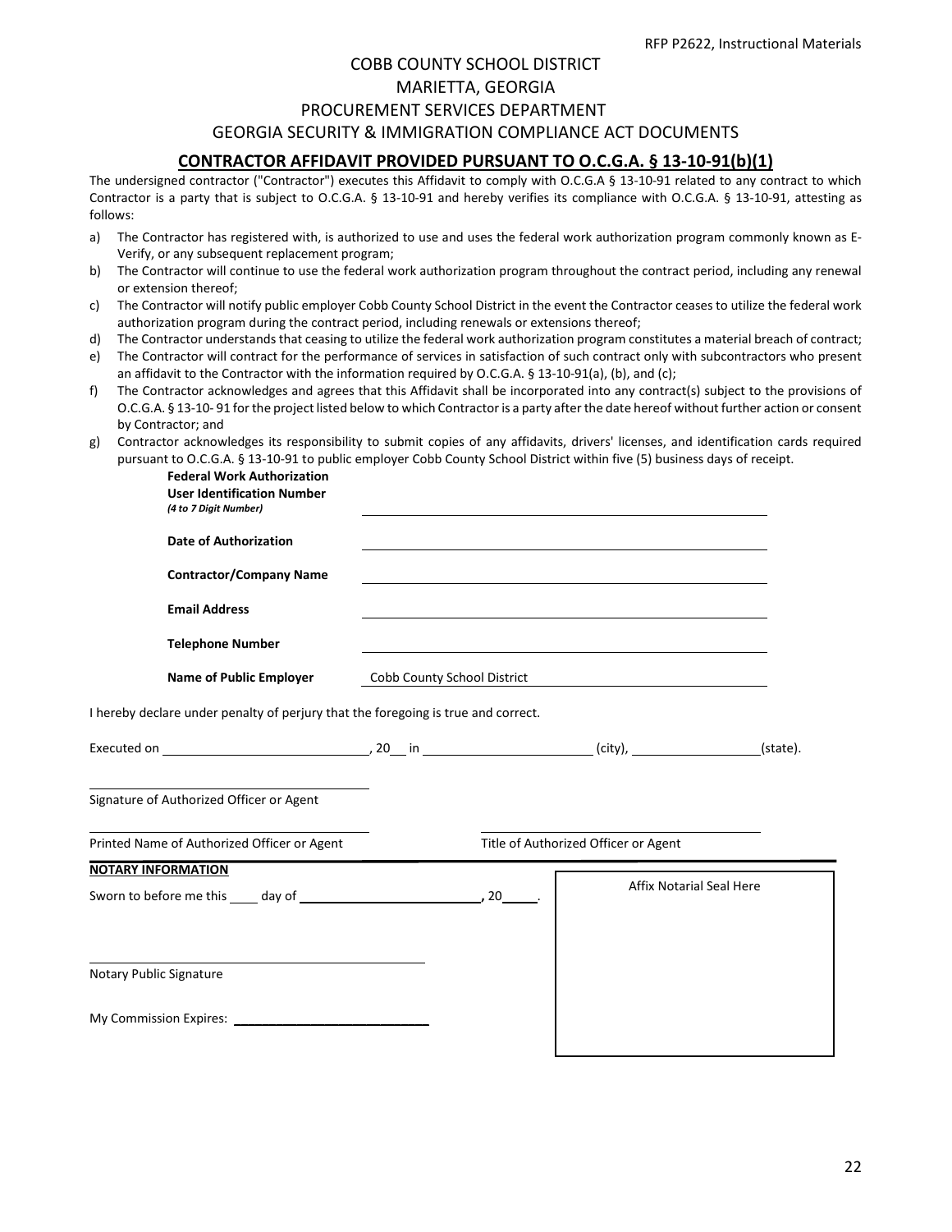COBB COUNTY SCHOOL DISTRICT

MARIETTA, GEORGIA

PROCUREMENT SERVICES DEPARTMENT

GEORGIA SECURITY & IMMIGRATION COMPLIANCE ACT DOCUMENTS

## CONTRACTOR AFFIDAVIT PROVIDED PURSUANT TO O.C.G.A. § 13-10-91(b)(1)

The undersigned contractor ("Contractor") executes this Affidavit to comply with O.C.G.A § 13-10-91 related to any contract to which Contractor is a party that is subject to O.C.G.A. § 13-10-91 and hereby verifies its compliance with O.C.G.A. § 13-10-91, attesting as follows:

a) The Contractor has registered with, is authorized to use and uses the federal work authorization program commonly known as E-Verify, or any subsequent replacement program;
b) The Contractor will continue to use the federal work authorization program throughout the contract period, including any renewal or extension thereof;
c) The Contractor will notify public employer Cobb County School District in the event the Contractor ceases to utilize the federal work authorization program during the contract period, including renewals or extensions thereof;
d) The Contractor understands that ceasing to utilize the federal work authorization program constitutes a material breach of contract;
e) The Contractor will contract for the performance of services in satisfaction of such contract only with subcontractors who present an affidavit to the Contractor with the information required by O.C.G.A. § 13-10-91(a), (b), and (c);
f) The Contractor acknowledges and agrees that this Affidavit shall be incorporated into any contract(s) subject to the provisions of O.C.G.A. § 13-10- 91 for the project listed below to which Contractor is a party after the date hereof without further action or consent by Contractor; and
g) Contractor acknowledges its responsibility to submit copies of any affidavits, drivers' licenses, and identification cards required pursuant to O.C.G.A. § 13-10-91 to public employer Cobb County School District within five (5) business days of receipt.

**Federal Work Authorization User Identification Number** *(4 to 7 Digit Number)* ______________________________

**Date of Authorization** ______________________________

**Contractor/Company Name** ______________________________

**Email Address** ______________________________

**Telephone Number** ______________________________

**Name of Public Employer** Cobb County School District

I hereby declare under penalty of perjury that the foregoing is true and correct.

Executed on ______________________, 20__ in ____________________ (city), ________________ (state).

______________________________
Signature of Authorized Officer or Agent

______________________________ ______________________________
Printed Name of Authorized Officer or Agent Title of Authorized Officer or Agent

**NOTARY INFORMATION**

Sworn to before me this ____ day of ______________________, 20_____.

______________________________
Notary Public Signature

My Commission Expires: ______________________

Affix Notarial Seal Here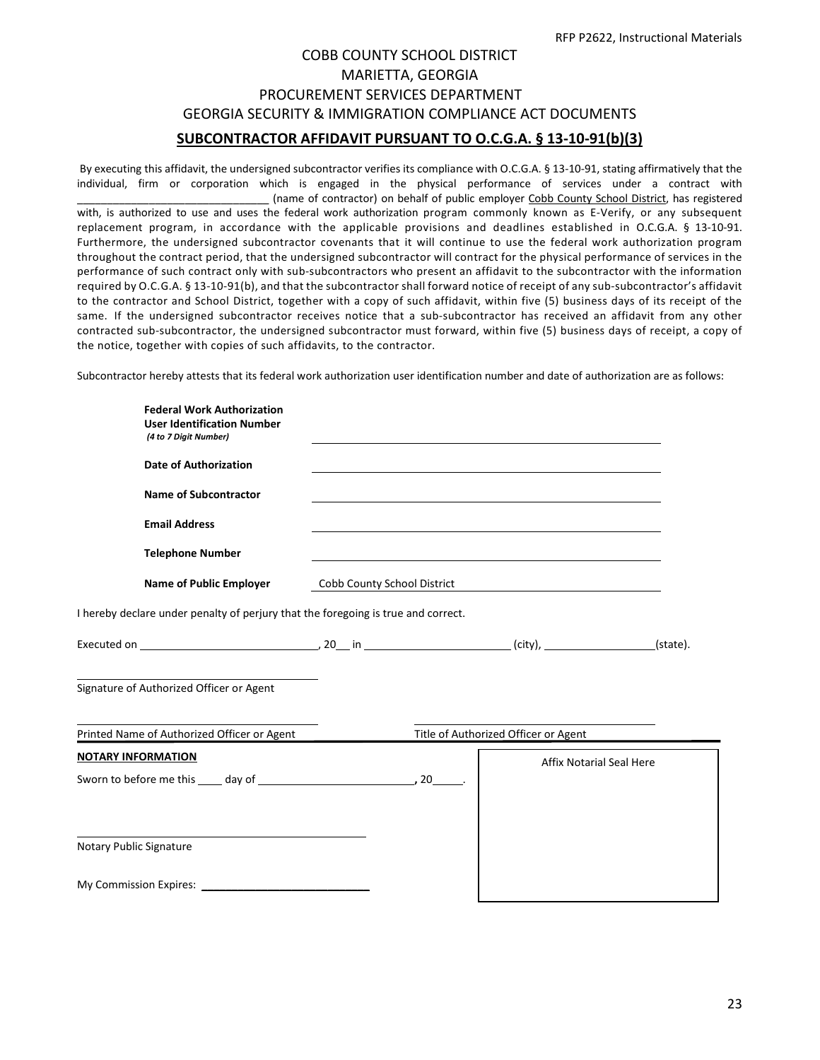COBB COUNTY SCHOOL DISTRICT
MARIETTA, GEORGIA
PROCUREMENT SERVICES DEPARTMENT
GEORGIA SECURITY & IMMIGRATION COMPLIANCE ACT DOCUMENTS

## SUBCONTRACTOR AFFIDAVIT PURSUANT TO O.C.G.A. § 13-10-91(b)(3)

By executing this affidavit, the undersigned subcontractor verifies its compliance with O.C.G.A. § 13-10-91, stating affirmatively that the individual, firm or corporation which is engaged in the physical performance of services under a contract with ________________________________ (name of contractor) on behalf of public employer Cobb County School District, has registered with, is authorized to use and uses the federal work authorization program commonly known as E-Verify, or any subsequent replacement program, in accordance with the applicable provisions and deadlines established in O.C.G.A. § 13-10-91. Furthermore, the undersigned subcontractor covenants that it will continue to use the federal work authorization program throughout the contract period, that the undersigned subcontractor will contract for the physical performance of services in the performance of such contract only with sub-subcontractors who present an affidavit to the subcontractor with the information required by O.C.G.A. § 13-10-91(b), and that the subcontractor shall forward notice of receipt of any sub-subcontractor's affidavit to the contractor and School District, together with a copy of such affidavit, within five (5) business days of its receipt of the same. If the undersigned subcontractor receives notice that a sub-subcontractor has received an affidavit from any other contracted sub-subcontractor, the undersigned subcontractor must forward, within five (5) business days of receipt, a copy of the notice, together with copies of such affidavits, to the contractor.

Subcontractor hereby attests that its federal work authorization user identification number and date of authorization are as follows:

**Federal Work Authorization User Identification Number** *(4 to 7 Digit Number)* ____________________________________________

**Date of Authorization** ____________________________________________

**Name of Subcontractor** ____________________________________________

**Email Address** ____________________________________________

**Telephone Number** ____________________________________________

**Name of Public Employer** Cobb County School District

I hereby declare under penalty of perjury that the foregoing is true and correct.

Executed on ____________________________, 20__ in ________________________ (city), __________________(state).

____________________________________________
Signature of Authorized Officer or Agent

____________________________________________ ____________________________________________
Printed Name of Authorized Officer or Agent Title of Authorized Officer or Agent

**NOTARY INFORMATION**

Sworn to before me this ____ day of __________________________, 20_____.

____________________________________________
Notary Public Signature

My Commission Expires: ___________________________

Affix Notarial Seal Here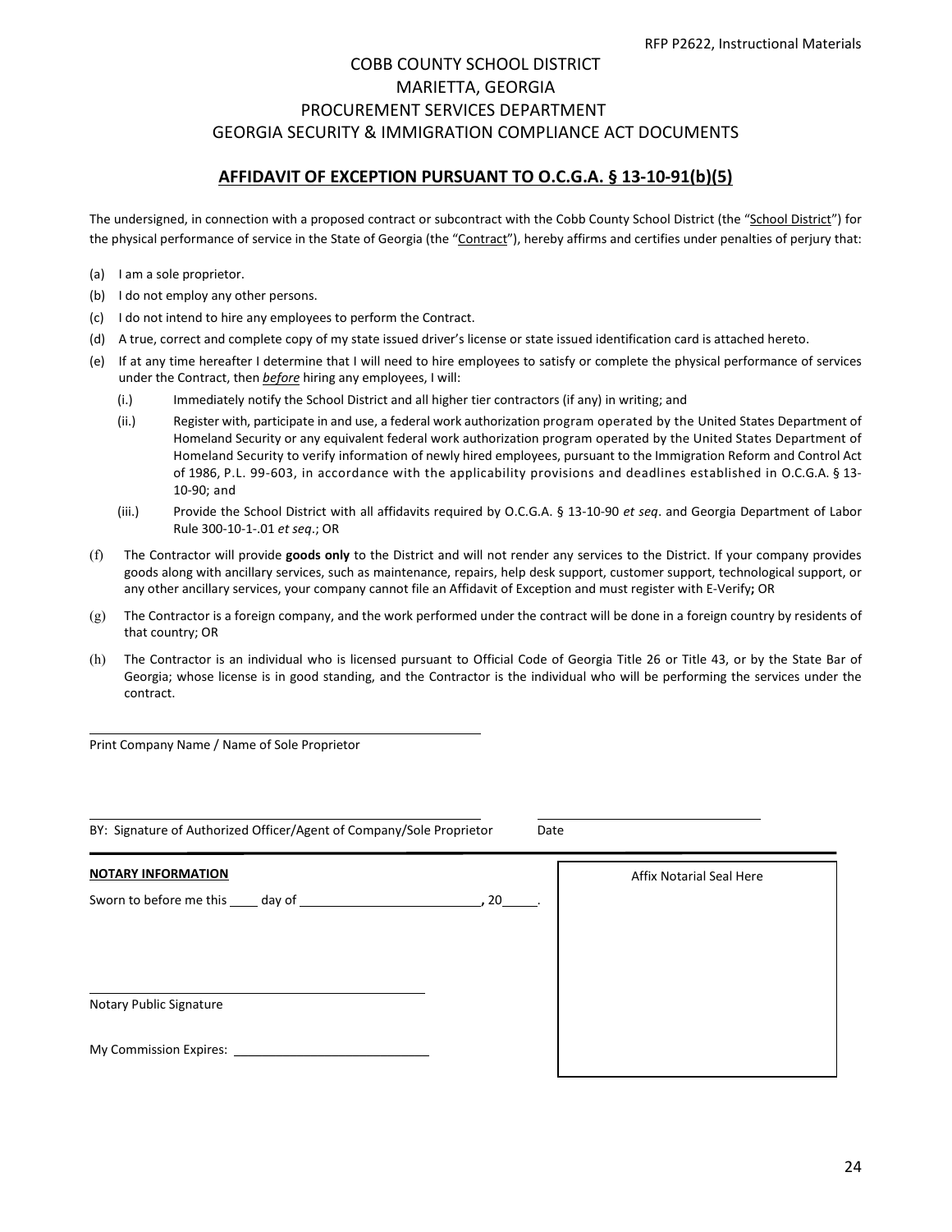COBB COUNTY SCHOOL DISTRICT
MARIETTA, GEORGIA
PROCUREMENT SERVICES DEPARTMENT
GEORGIA SECURITY & IMMIGRATION COMPLIANCE ACT DOCUMENTS

## AFFIDAVIT OF EXCEPTION PURSUANT TO O.C.G.A. § 13-10-91(b)(5)

The undersigned, in connection with a proposed contract or subcontract with the Cobb County School District (the "School District") for the physical performance of service in the State of Georgia (the "Contract"), hereby affirms and certifies under penalties of perjury that:

(a) I am a sole proprietor.

(b) I do not employ any other persons.

(c) I do not intend to hire any employees to perform the Contract.

(d) A true, correct and complete copy of my state issued driver's license or state issued identification card is attached hereto.

(e) If at any time hereafter I determine that I will need to hire employees to satisfy or complete the physical performance of services under the Contract, then *before* hiring any employees, I will:

- (i.) Immediately notify the School District and all higher tier contractors (if any) in writing; and
- (ii.) Register with, participate in and use, a federal work authorization program operated by the United States Department of Homeland Security or any equivalent federal work authorization program operated by the United States Department of Homeland Security to verify information of newly hired employees, pursuant to the Immigration Reform and Control Act of 1986, P.L. 99-603, in accordance with the applicability provisions and deadlines established in O.C.G.A. § 13-10-90; and
- (iii.) Provide the School District with all affidavits required by O.C.G.A. § 13-10-90 *et seq*. and Georgia Department of Labor Rule 300-10-1-.01 *et seq*.; OR

(f) The Contractor will provide **goods only** to the District and will not render any services to the District. If your company provides goods along with ancillary services, such as maintenance, repairs, help desk support, customer support, technological support, or any other ancillary services, your company cannot file an Affidavit of Exception and must register with E-Verify**;** OR

(g) The Contractor is a foreign company, and the work performed under the contract will be done in a foreign country by residents of that country; OR

(h) The Contractor is an individual who is licensed pursuant to Official Code of Georgia Title 26 or Title 43, or by the State Bar of Georgia; whose license is in good standing, and the Contractor is the individual who will be performing the services under the contract.

______________________________
Print Company Name / Name of Sole Proprietor

______________________________ ______________________________
BY: Signature of Authorized Officer/Agent of Company/Sole Proprietor Date

**NOTARY INFORMATION**

Sworn to before me this ____ day of ______________________, 20_____.

______________________________
Notary Public Signature

My Commission Expires: ______________________

Affix Notarial Seal Here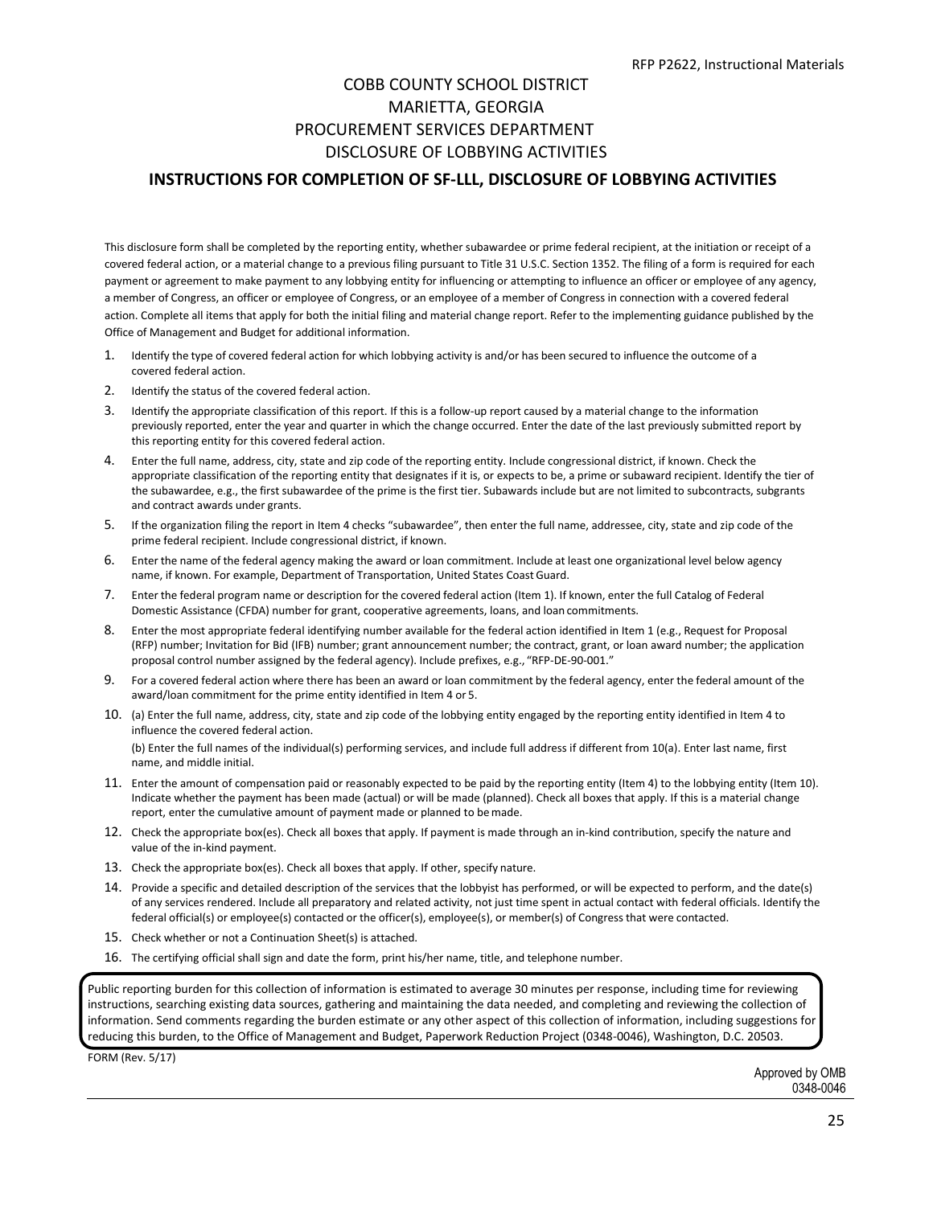COBB COUNTY SCHOOL DISTRICT
MARIETTA, GEORGIA
PROCUREMENT SERVICES DEPARTMENT
DISCLOSURE OF LOBBYING ACTIVITIES

## INSTRUCTIONS FOR COMPLETION OF SF-LLL, DISCLOSURE OF LOBBYING ACTIVITIES

This disclosure form shall be completed by the reporting entity, whether subawardee or prime federal recipient, at the initiation or receipt of a covered federal action, or a material change to a previous filing pursuant to Title 31 U.S.C. Section 1352. The filing of a form is required for each payment or agreement to make payment to any lobbying entity for influencing or attempting to influence an officer or employee of any agency, a member of Congress, an officer or employee of Congress, or an employee of a member of Congress in connection with a covered federal action. Complete all items that apply for both the initial filing and material change report. Refer to the implementing guidance published by the Office of Management and Budget for additional information.

1. Identify the type of covered federal action for which lobbying activity is and/or has been secured to influence the outcome of a covered federal action.
2. Identify the status of the covered federal action.
3. Identify the appropriate classification of this report. If this is a follow-up report caused by a material change to the information previously reported, enter the year and quarter in which the change occurred. Enter the date of the last previously submitted report by this reporting entity for this covered federal action.
4. Enter the full name, address, city, state and zip code of the reporting entity. Include congressional district, if known. Check the appropriate classification of the reporting entity that designates if it is, or expects to be, a prime or subaward recipient. Identify the tier of the subawardee, e.g., the first subawardee of the prime is the first tier. Subawards include but are not limited to subcontracts, subgrants and contract awards under grants.
5. If the organization filing the report in Item 4 checks "subawardee", then enter the full name, addressee, city, state and zip code of the prime federal recipient. Include congressional district, if known.
6. Enter the name of the federal agency making the award or loan commitment. Include at least one organizational level below agency name, if known. For example, Department of Transportation, United States Coast Guard.
7. Enter the federal program name or description for the covered federal action (Item 1). If known, enter the full Catalog of Federal Domestic Assistance (CFDA) number for grant, cooperative agreements, loans, and loan commitments.
8. Enter the most appropriate federal identifying number available for the federal action identified in Item 1 (e.g., Request for Proposal (RFP) number; Invitation for Bid (IFB) number; grant announcement number; the contract, grant, or loan award number; the application proposal control number assigned by the federal agency). Include prefixes, e.g., "RFP-DE-90-001."
9. For a covered federal action where there has been an award or loan commitment by the federal agency, enter the federal amount of the award/loan commitment for the prime entity identified in Item 4 or 5.
10. (a) Enter the full name, address, city, state and zip code of the lobbying entity engaged by the reporting entity identified in Item 4 to influence the covered federal action.

    (b) Enter the full names of the individual(s) performing services, and include full address if different from 10(a). Enter last name, first name, and middle initial.
11. Enter the amount of compensation paid or reasonably expected to be paid by the reporting entity (Item 4) to the lobbying entity (Item 10). Indicate whether the payment has been made (actual) or will be made (planned). Check all boxes that apply. If this is a material change report, enter the cumulative amount of payment made or planned to be made.
12. Check the appropriate box(es). Check all boxes that apply. If payment is made through an in-kind contribution, specify the nature and value of the in-kind payment.
13. Check the appropriate box(es). Check all boxes that apply. If other, specify nature.
14. Provide a specific and detailed description of the services that the lobbyist has performed, or will be expected to perform, and the date(s) of any services rendered. Include all preparatory and related activity, not just time spent in actual contact with federal officials. Identify the federal official(s) or employee(s) contacted or the officer(s), employee(s), or member(s) of Congress that were contacted.
15. Check whether or not a Continuation Sheet(s) is attached.
16. The certifying official shall sign and date the form, print his/her name, title, and telephone number.

Public reporting burden for this collection of information is estimated to average 30 minutes per response, including time for reviewing instructions, searching existing data sources, gathering and maintaining the data needed, and completing and reviewing the collection of information. Send comments regarding the burden estimate or any other aspect of this collection of information, including suggestions for reducing this burden, to the Office of Management and Budget, Paperwork Reduction Project (0348-0046), Washington, D.C. 20503.

FORM (Rev. 5/17)

Approved by OMB
0348-0046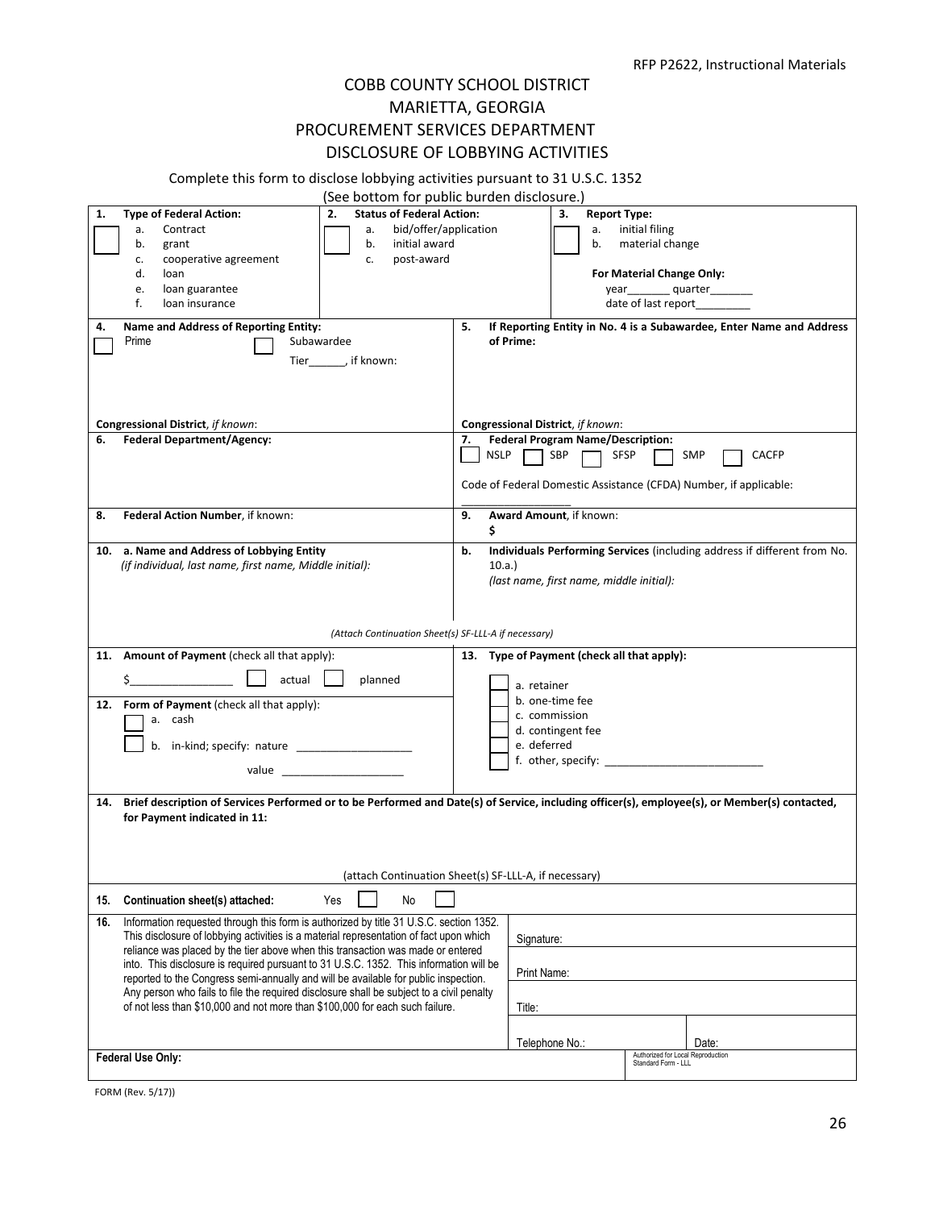RFP P2622, Instructional Materials

# COBB COUNTY SCHOOL DISTRICT
## MARIETTA, GEORGIA
## PROCUREMENT SERVICES DEPARTMENT
## DISCLOSURE OF LOBBYING ACTIVITIES

Complete this form to disclose lobbying activities pursuant to 31 U.S.C. 1352
(See bottom for public burden disclosure.)

| | | |
|---|---|---|
| **1. Type of Federal Action:** ☐ a. Contract b. grant c. cooperative agreement d. loan e. loan guarantee f. loan insurance | **2. Status of Federal Action:** ☐ a. bid/offer/application b. initial award c. post-award | **3. Report Type:** ☐ a. initial filing b. material change **For Material Change Only:** year_______ quarter_______ date of last report_________ |

| | |
|---|---|
| **4. Name and Address of Reporting Entity:** ☐ Prime ☐ Subawardee Tier______, if known: **Congressional District**, *if known*: | **5. If Reporting Entity in No. 4 is a Subawardee, Enter Name and Address of Prime:** **Congressional District**, *if known*: |
| **6. Federal Department/Agency:** | **7. Federal Program Name/Description:** ☐ NSLP ☐ SBP ☐ SFSP ☐ SMP ☐ CACFP Code of Federal Domestic Assistance (CFDA) Number, if applicable: ___________________ |
| **8. Federal Action Number**, if known: | **9. Award Amount**, if known: **$** |
| **10. a. Name and Address of Lobbying Entity** *(if individual, last name, first name, Middle initial):* | **b. Individuals Performing Services** (including address if different from No. 10.a.) *(last name, first name, middle initial):* |

*(Attach Continuation Sheet(s) SF-LLL-A if necessary)*

| | |
|---|---|
| **11. Amount of Payment** (check all that apply): $_________________ ☐ actual ☐ planned | **13. Type of Payment (check all that apply):** ☐ a. retainer ☐ b. one-time fee ☐ c. commission ☐ d. contingent fee ☐ e. deferred ☐ f. other, specify: ___________________________ |
| **12. Form of Payment** (check all that apply): ☐ a. cash ☐ b. in-kind; specify: nature ___________________ value ____________________ | |

**14. Brief description of Services Performed or to be Performed and Date(s) of Service, including officer(s), employee(s), or Member(s) contacted, for Payment indicated in 11:**

(attach Continuation Sheet(s) SF-LLL-A, if necessary)

**15. Continuation sheet(s) attached:** Yes ☐ No ☐

| | |
|---|---|
| **16.** Information requested through this form is authorized by title 31 U.S.C. section 1352. This disclosure of lobbying activities is a material representation of fact upon which reliance was placed by the tier above when this transaction was made or entered into. This disclosure is required pursuant to 31 U.S.C. 1352. This information will be reported to the Congress semi-annually and will be available for public inspection. Any person who fails to file the required disclosure shall be subject to a civil penalty of not less than $10,000 and not more than $100,000 for each such failure. | Signature: |
| | Print Name: |
| | Title: |
| | Telephone No.: Date: |
| **Federal Use Only:** | Authorized for Local Reproduction Standard Form - LLL |

FORM (Rev. 5/17))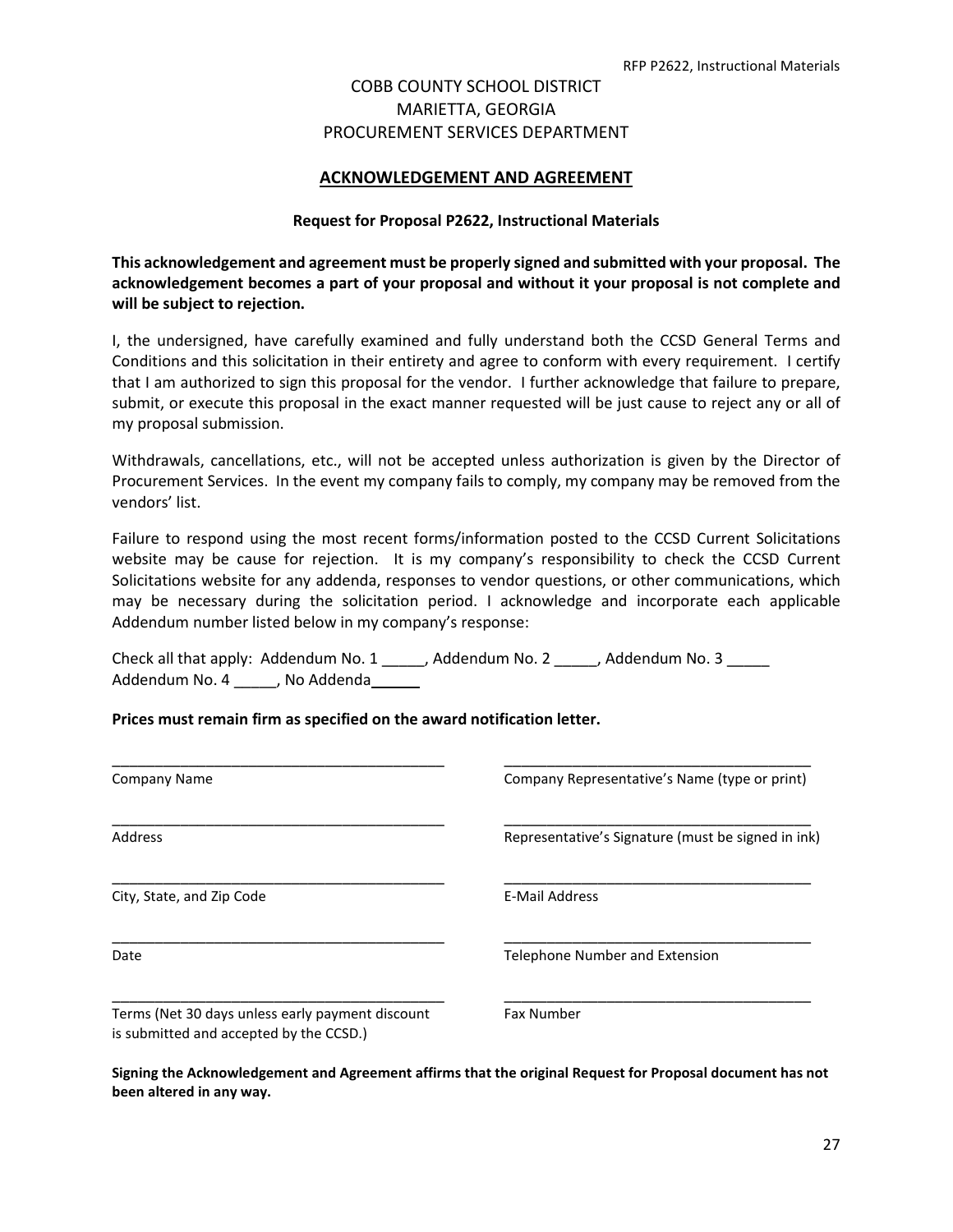COBB COUNTY SCHOOL DISTRICT
MARIETTA, GEORGIA
PROCUREMENT SERVICES DEPARTMENT

## ACKNOWLEDGEMENT AND AGREEMENT

**Request for Proposal P2622, Instructional Materials**

**This acknowledgement and agreement must be properly signed and submitted with your proposal. The acknowledgement becomes a part of your proposal and without it your proposal is not complete and will be subject to rejection.**

I, the undersigned, have carefully examined and fully understand both the CCSD General Terms and Conditions and this solicitation in their entirety and agree to conform with every requirement. I certify that I am authorized to sign this proposal for the vendor. I further acknowledge that failure to prepare, submit, or execute this proposal in the exact manner requested will be just cause to reject any or all of my proposal submission.

Withdrawals, cancellations, etc., will not be accepted unless authorization is given by the Director of Procurement Services. In the event my company fails to comply, my company may be removed from the vendors' list.

Failure to respond using the most recent forms/information posted to the CCSD Current Solicitations website may be cause for rejection. It is my company's responsibility to check the CCSD Current Solicitations website for any addenda, responses to vendor questions, or other communications, which may be necessary during the solicitation period. I acknowledge and incorporate each applicable Addendum number listed below in my company's response:

Check all that apply: Addendum No. 1 _____, Addendum No. 2 _____, Addendum No. 3 _____
Addendum No. 4 _____, No Addenda______

**Prices must remain firm as specified on the award notification letter.**

| | |
|---|---|
| ________________________________________ | ________________________________________ |
| Company Name | Company Representative's Name (type or print) |
| ________________________________________ | ________________________________________ |
| Address | Representative's Signature (must be signed in ink) |
| ________________________________________ | ________________________________________ |
| City, State, and Zip Code | E-Mail Address |
| ________________________________________ | ________________________________________ |
| Date | Telephone Number and Extension |
| ________________________________________ | ________________________________________ |
| Terms (Net 30 days unless early payment discount is submitted and accepted by the CCSD.) | Fax Number |

**Signing the Acknowledgement and Agreement affirms that the original Request for Proposal document has not been altered in any way.**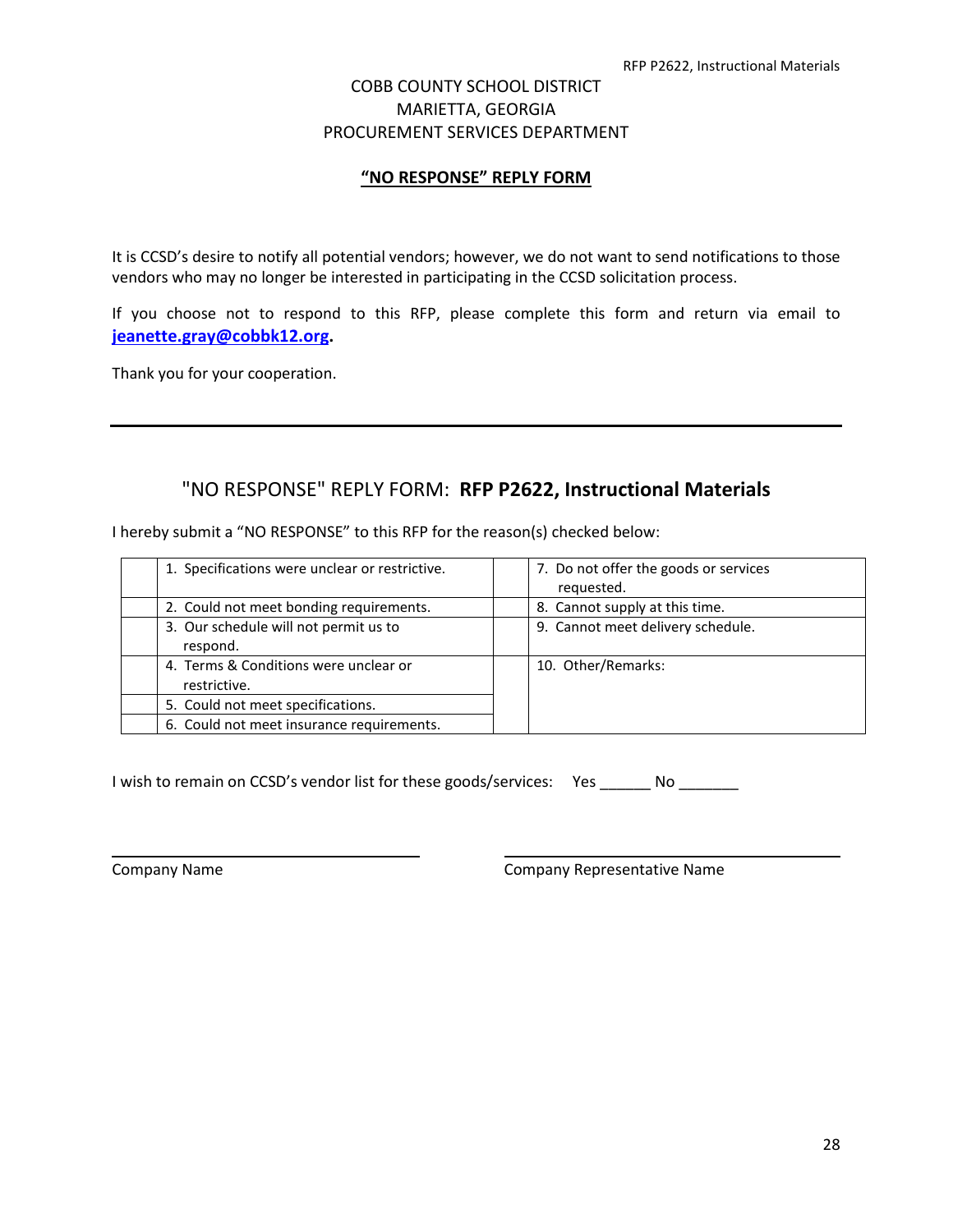COBB COUNTY SCHOOL DISTRICT
MARIETTA, GEORGIA
PROCUREMENT SERVICES DEPARTMENT

## **“NO RESPONSE” REPLY FORM**

It is CCSD’s desire to notify all potential vendors; however, we do not want to send notifications to those vendors who may no longer be interested in participating in the CCSD solicitation process.

If you choose not to respond to this RFP, please complete this form and return via email to **jeanette.gray@cobbk12.org.**

Thank you for your cooperation.

---

## "NO RESPONSE" REPLY FORM: **RFP P2622, Instructional Materials**

I hereby submit a “NO RESPONSE” to this RFP for the reason(s) checked below:

| | | | |
|---|---|---|---|
| | 1. Specifications were unclear or restrictive. | | 7. Do not offer the goods or services requested. |
| | 2. Could not meet bonding requirements. | | 8. Cannot supply at this time. |
| | 3. Our schedule will not permit us to respond. | | 9. Cannot meet delivery schedule. |
| | 4. Terms & Conditions were unclear or restrictive. | | 10. Other/Remarks: |
| | 5. Could not meet specifications. | | |
| | 6. Could not meet insurance requirements. | | |

I wish to remain on CCSD’s vendor list for these goods/services: Yes ______ No _______

______________________________ Company Name

______________________________ Company Representative Name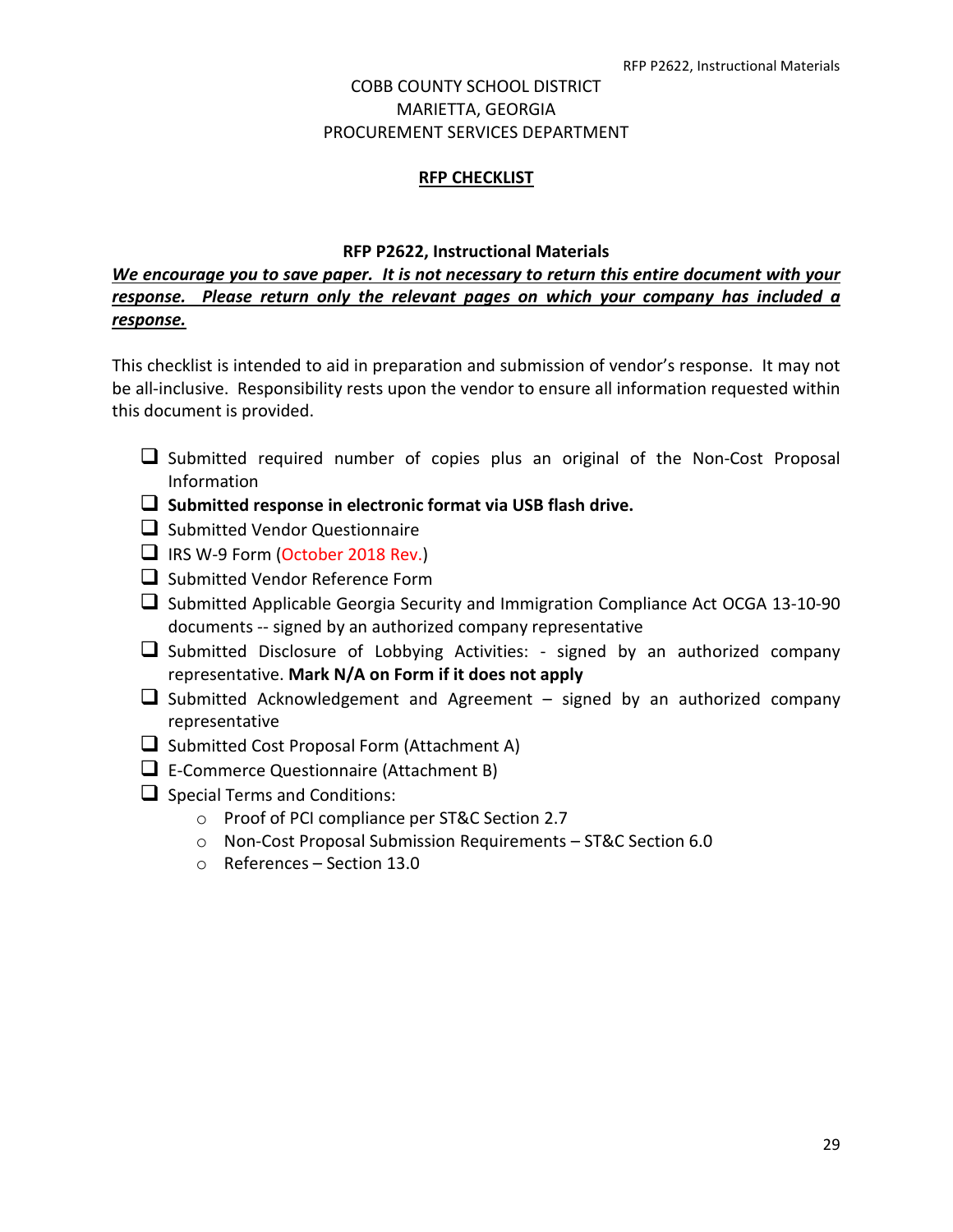COBB COUNTY SCHOOL DISTRICT
MARIETTA, GEORGIA
PROCUREMENT SERVICES DEPARTMENT

## RFP CHECKLIST

**RFP P2622, Instructional Materials**

***We encourage you to save paper. It is not necessary to return this entire document with your response. Please return only the relevant pages on which your company has included a response.***

This checklist is intended to aid in preparation and submission of vendor's response. It may not be all-inclusive. Responsibility rests upon the vendor to ensure all information requested within this document is provided.

- ☐ Submitted required number of copies plus an original of the Non-Cost Proposal Information
- ☐ **Submitted response in electronic format via USB flash drive.**
- ☐ Submitted Vendor Questionnaire
- ☐ IRS W-9 Form (October 2018 Rev.)
- ☐ Submitted Vendor Reference Form
- ☐ Submitted Applicable Georgia Security and Immigration Compliance Act OCGA 13-10-90 documents -- signed by an authorized company representative
- ☐ Submitted Disclosure of Lobbying Activities: - signed by an authorized company representative. **Mark N/A on Form if it does not apply**
- ☐ Submitted Acknowledgement and Agreement – signed by an authorized company representative
- ☐ Submitted Cost Proposal Form (Attachment A)
- ☐ E-Commerce Questionnaire (Attachment B)
- ☐ Special Terms and Conditions:
  - Proof of PCI compliance per ST&C Section 2.7
  - Non-Cost Proposal Submission Requirements – ST&C Section 6.0
  - References – Section 13.0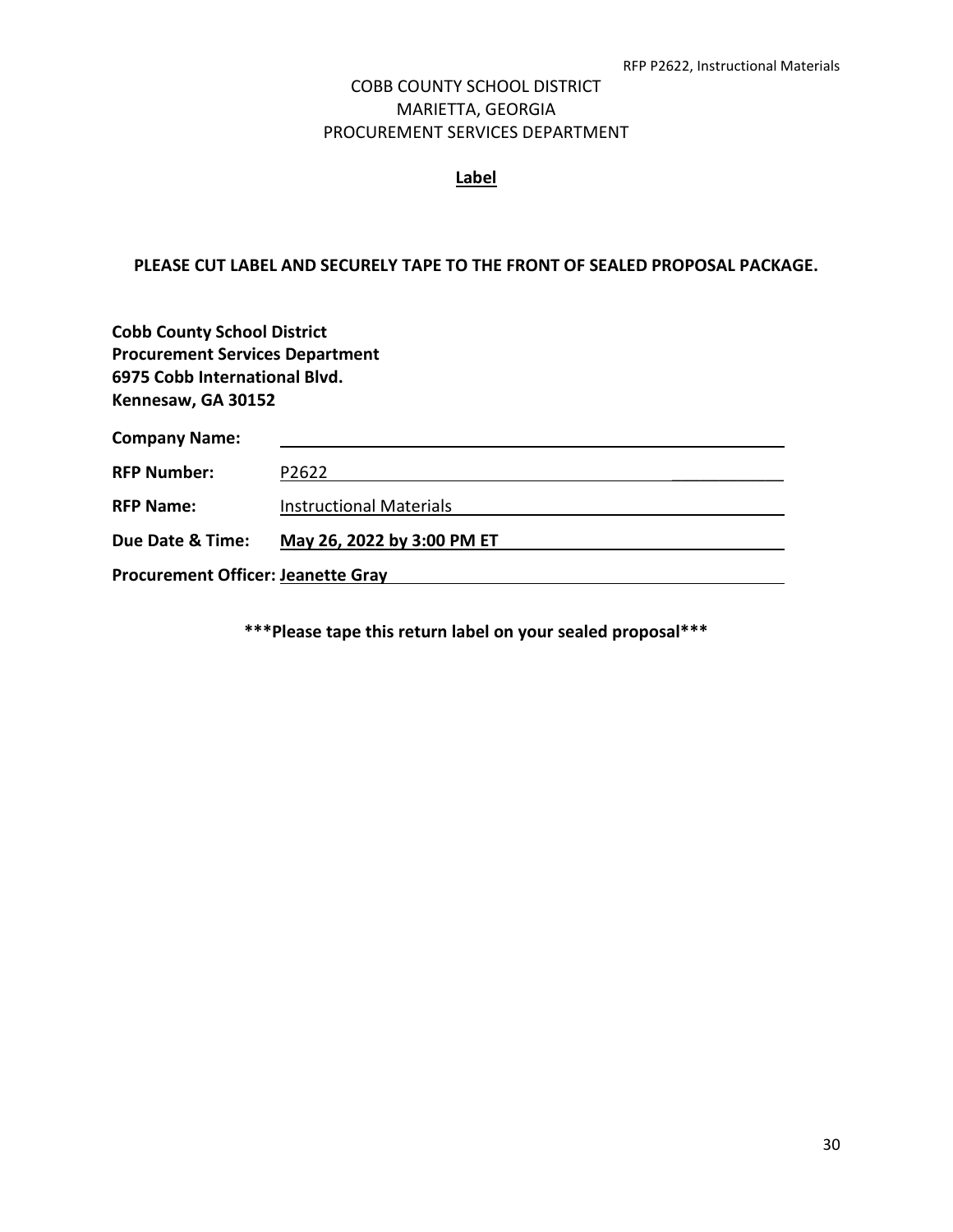COBB COUNTY SCHOOL DISTRICT
MARIETTA, GEORGIA
PROCUREMENT SERVICES DEPARTMENT

## Label

**PLEASE CUT LABEL AND SECURELY TAPE TO THE FRONT OF SEALED PROPOSAL PACKAGE.**

**Cobb County School District**
**Procurement Services Department**
**6975 Cobb International Blvd.**
**Kennesaw, GA 30152**

**Company Name:** ______________________________

**RFP Number:** P2622

**RFP Name:** Instructional Materials

**Due Date & Time:** **May 26, 2022 by 3:00 PM ET**

**Procurement Officer: Jeanette Gray**

**\*\*\*Please tape this return label on your sealed proposal\*\*\***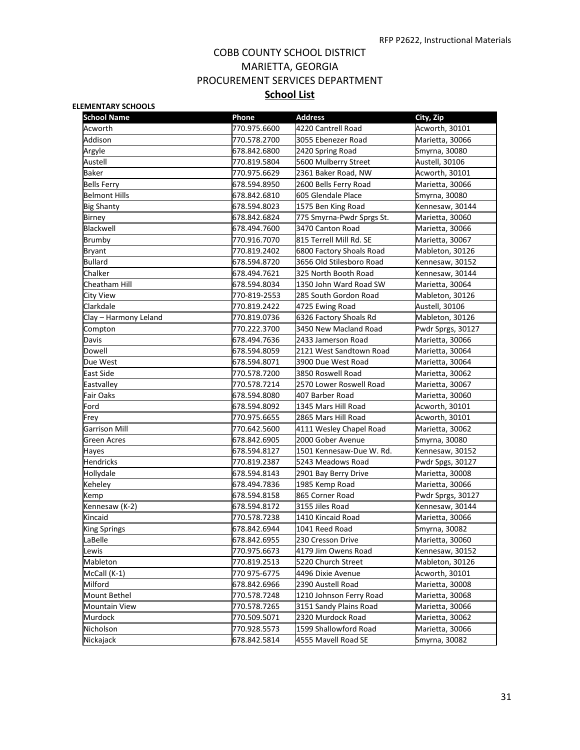# COBB COUNTY SCHOOL DISTRICT
# MARIETTA, GEORGIA
# PROCUREMENT SERVICES DEPARTMENT
## School List

**ELEMENTARY SCHOOLS**

| School Name | Phone | Address | City, Zip |
|---|---|---|---|
| Acworth | 770.975.6600 | 4220 Cantrell Road | Acworth, 30101 |
| Addison | 770.578.2700 | 3055 Ebenezer Road | Marietta, 30066 |
| Argyle | 678.842.6800 | 2420 Spring Road | Smyrna, 30080 |
| Austell | 770.819.5804 | 5600 Mulberry Street | Austell, 30106 |
| Baker | 770.975.6629 | 2361 Baker Road, NW | Acworth, 30101 |
| Bells Ferry | 678.594.8950 | 2600 Bells Ferry Road | Marietta, 30066 |
| Belmont Hills | 678.842.6810 | 605 Glendale Place | Smyrna, 30080 |
| Big Shanty | 678.594.8023 | 1575 Ben King Road | Kennesaw, 30144 |
| Birney | 678.842.6824 | 775 Smyrna-Pwdr Sprgs St. | Marietta, 30060 |
| Blackwell | 678.494.7600 | 3470 Canton Road | Marietta, 30066 |
| Brumby | 770.916.7070 | 815 Terrell Mill Rd. SE | Marietta, 30067 |
| Bryant | 770.819.2402 | 6800 Factory Shoals Road | Mableton, 30126 |
| Bullard | 678.594.8720 | 3656 Old Stilesboro Road | Kennesaw, 30152 |
| Chalker | 678.494.7621 | 325 North Booth Road | Kennesaw, 30144 |
| Cheatham Hill | 678.594.8034 | 1350 John Ward Road SW | Marietta, 30064 |
| City View | 770-819-2553 | 285 South Gordon Road | Mableton, 30126 |
| Clarkdale | 770.819.2422 | 4725 Ewing Road | Austell, 30106 |
| Clay – Harmony Leland | 770.819.0736 | 6326 Factory Shoals Rd | Mableton, 30126 |
| Compton | 770.222.3700 | 3450 New Macland Road | Pwdr Sprgs, 30127 |
| Davis | 678.494.7636 | 2433 Jamerson Road | Marietta, 30066 |
| Dowell | 678.594.8059 | 2121 West Sandtown Road | Marietta, 30064 |
| Due West | 678.594.8071 | 3900 Due West Road | Marietta, 30064 |
| East Side | 770.578.7200 | 3850 Roswell Road | Marietta, 30062 |
| Eastvalley | 770.578.7214 | 2570 Lower Roswell Road | Marietta, 30067 |
| Fair Oaks | 678.594.8080 | 407 Barber Road | Marietta, 30060 |
| Ford | 678.594.8092 | 1345 Mars Hill Road | Acworth, 30101 |
| Frey | 770.975.6655 | 2865 Mars Hill Road | Acworth, 30101 |
| Garrison Mill | 770.642.5600 | 4111 Wesley Chapel Road | Marietta, 30062 |
| Green Acres | 678.842.6905 | 2000 Gober Avenue | Smyrna, 30080 |
| Hayes | 678.594.8127 | 1501 Kennesaw-Due W. Rd. | Kennesaw, 30152 |
| Hendricks | 770.819.2387 | 5243 Meadows Road | Pwdr Spgs, 30127 |
| Hollydale | 678.594.8143 | 2901 Bay Berry Drive | Marietta, 30008 |
| Keheley | 678.494.7836 | 1985 Kemp Road | Marietta, 30066 |
| Kemp | 678.594.8158 | 865 Corner Road | Pwdr Sprgs, 30127 |
| Kennesaw (K-2) | 678.594.8172 | 3155 Jiles Road | Kennesaw, 30144 |
| Kincaid | 770.578.7238 | 1410 Kincaid Road | Marietta, 30066 |
| King Springs | 678.842.6944 | 1041 Reed Road | Smyrna, 30082 |
| LaBelle | 678.842.6955 | 230 Cresson Drive | Marietta, 30060 |
| Lewis | 770.975.6673 | 4179 Jim Owens Road | Kennesaw, 30152 |
| Mableton | 770.819.2513 | 5220 Church Street | Mableton, 30126 |
| McCall (K-1) | 770 975-6775 | 4496 Dixie Avenue | Acworth, 30101 |
| Milford | 678.842.6966 | 2390 Austell Road | Marietta, 30008 |
| Mount Bethel | 770.578.7248 | 1210 Johnson Ferry Road | Marietta, 30068 |
| Mountain View | 770.578.7265 | 3151 Sandy Plains Road | Marietta, 30066 |
| Murdock | 770.509.5071 | 2320 Murdock Road | Marietta, 30062 |
| Nicholson | 770.928.5573 | 1599 Shallowford Road | Marietta, 30066 |
| Nickajack | 678.842.5814 | 4555 Mavell Road SE | Smyrna, 30082 |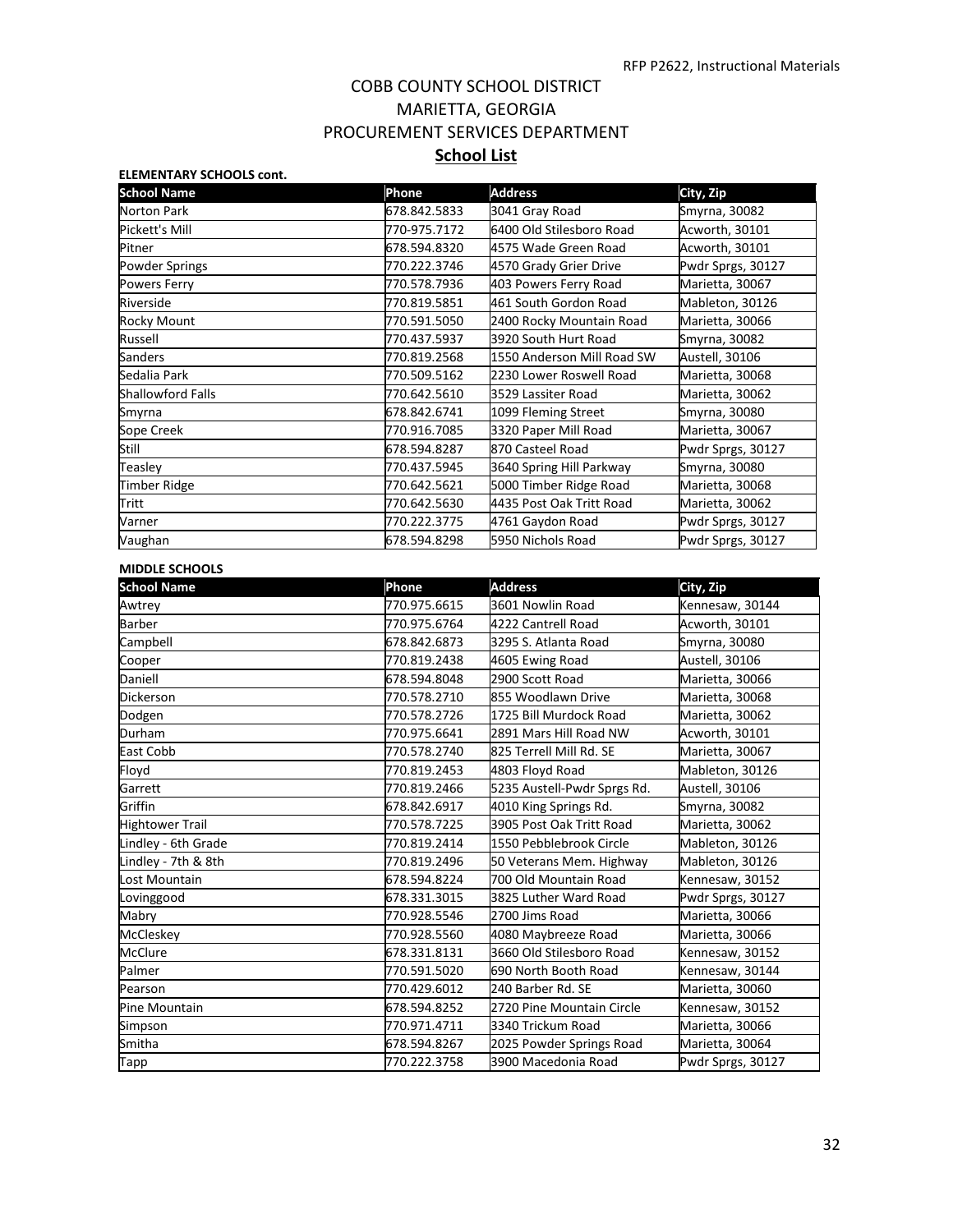# COBB COUNTY SCHOOL DISTRICT
# MARIETTA, GEORGIA
# PROCUREMENT SERVICES DEPARTMENT
## **School List**

**ELEMENTARY SCHOOLS cont.**

| School Name | Phone | Address | City, Zip |
|---|---|---|---|
| Norton Park | 678.842.5833 | 3041 Gray Road | Smyrna, 30082 |
| Pickett's Mill | 770-975.7172 | 6400 Old Stilesboro Road | Acworth, 30101 |
| Pitner | 678.594.8320 | 4575 Wade Green Road | Acworth, 30101 |
| Powder Springs | 770.222.3746 | 4570 Grady Grier Drive | Pwdr Sprgs, 30127 |
| Powers Ferry | 770.578.7936 | 403 Powers Ferry Road | Marietta, 30067 |
| Riverside | 770.819.5851 | 461 South Gordon Road | Mableton, 30126 |
| Rocky Mount | 770.591.5050 | 2400 Rocky Mountain Road | Marietta, 30066 |
| Russell | 770.437.5937 | 3920 South Hurt Road | Smyrna, 30082 |
| Sanders | 770.819.2568 | 1550 Anderson Mill Road SW | Austell, 30106 |
| Sedalia Park | 770.509.5162 | 2230 Lower Roswell Road | Marietta, 30068 |
| Shallowford Falls | 770.642.5610 | 3529 Lassiter Road | Marietta, 30062 |
| Smyrna | 678.842.6741 | 1099 Fleming Street | Smyrna, 30080 |
| Sope Creek | 770.916.7085 | 3320 Paper Mill Road | Marietta, 30067 |
| Still | 678.594.8287 | 870 Casteel Road | Pwdr Sprgs, 30127 |
| Teasley | 770.437.5945 | 3640 Spring Hill Parkway | Smyrna, 30080 |
| Timber Ridge | 770.642.5621 | 5000 Timber Ridge Road | Marietta, 30068 |
| Tritt | 770.642.5630 | 4435 Post Oak Tritt Road | Marietta, 30062 |
| Varner | 770.222.3775 | 4761 Gaydon Road | Pwdr Sprgs, 30127 |
| Vaughan | 678.594.8298 | 5950 Nichols Road | Pwdr Sprgs, 30127 |

**MIDDLE SCHOOLS**

| School Name | Phone | Address | City, Zip |
|---|---|---|---|
| Awtrey | 770.975.6615 | 3601 Nowlin Road | Kennesaw, 30144 |
| Barber | 770.975.6764 | 4222 Cantrell Road | Acworth, 30101 |
| Campbell | 678.842.6873 | 3295 S. Atlanta Road | Smyrna, 30080 |
| Cooper | 770.819.2438 | 4605 Ewing Road | Austell, 30106 |
| Daniell | 678.594.8048 | 2900 Scott Road | Marietta, 30066 |
| Dickerson | 770.578.2710 | 855 Woodlawn Drive | Marietta, 30068 |
| Dodgen | 770.578.2726 | 1725 Bill Murdock Road | Marietta, 30062 |
| Durham | 770.975.6641 | 2891 Mars Hill Road NW | Acworth, 30101 |
| East Cobb | 770.578.2740 | 825 Terrell Mill Rd. SE | Marietta, 30067 |
| Floyd | 770.819.2453 | 4803 Floyd Road | Mableton, 30126 |
| Garrett | 770.819.2466 | 5235 Austell-Pwdr Sprgs Rd. | Austell, 30106 |
| Griffin | 678.842.6917 | 4010 King Springs Rd. | Smyrna, 30082 |
| Hightower Trail | 770.578.7225 | 3905 Post Oak Tritt Road | Marietta, 30062 |
| Lindley - 6th Grade | 770.819.2414 | 1550 Pebblebrook Circle | Mableton, 30126 |
| Lindley - 7th & 8th | 770.819.2496 | 50 Veterans Mem. Highway | Mableton, 30126 |
| Lost Mountain | 678.594.8224 | 700 Old Mountain Road | Kennesaw, 30152 |
| Lovinggood | 678.331.3015 | 3825 Luther Ward Road | Pwdr Sprgs, 30127 |
| Mabry | 770.928.5546 | 2700 Jims Road | Marietta, 30066 |
| McCleskey | 770.928.5560 | 4080 Maybreeze Road | Marietta, 30066 |
| McClure | 678.331.8131 | 3660 Old Stilesboro Road | Kennesaw, 30152 |
| Palmer | 770.591.5020 | 690 North Booth Road | Kennesaw, 30144 |
| Pearson | 770.429.6012 | 240 Barber Rd. SE | Marietta, 30060 |
| Pine Mountain | 678.594.8252 | 2720 Pine Mountain Circle | Kennesaw, 30152 |
| Simpson | 770.971.4711 | 3340 Trickum Road | Marietta, 30066 |
| Smitha | 678.594.8267 | 2025 Powder Springs Road | Marietta, 30064 |
| Tapp | 770.222.3758 | 3900 Macedonia Road | Pwdr Sprgs, 30127 |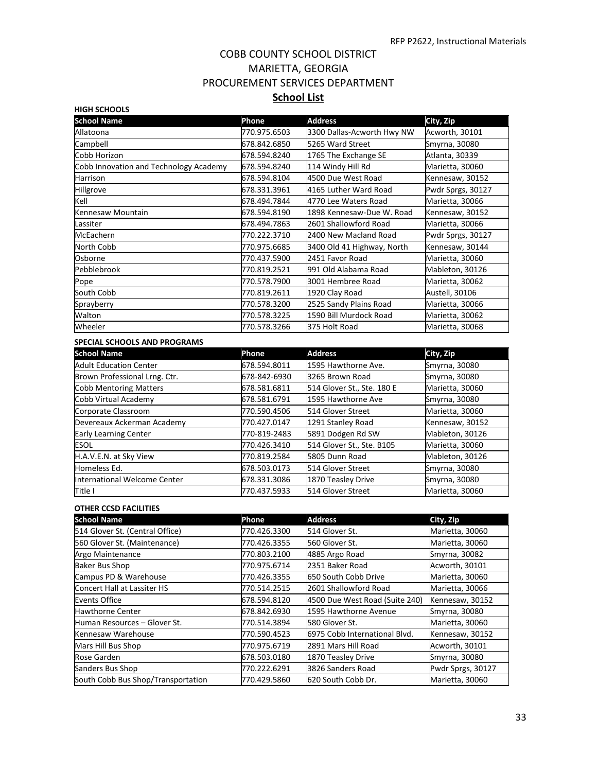# COBB COUNTY SCHOOL DISTRICT
# MARIETTA, GEORGIA
# PROCUREMENT SERVICES DEPARTMENT

## School List

**HIGH SCHOOLS**

| School Name | Phone | Address | City, Zip |
|---|---|---|---|
| Allatoona | 770.975.6503 | 3300 Dallas-Acworth Hwy NW | Acworth, 30101 |
| Campbell | 678.842.6850 | 5265 Ward Street | Smyrna, 30080 |
| Cobb Horizon | 678.594.8240 | 1765 The Exchange SE | Atlanta, 30339 |
| Cobb Innovation and Technology Academy | 678.594.8240 | 114 Windy Hill Rd | Marietta, 30060 |
| Harrison | 678.594.8104 | 4500 Due West Road | Kennesaw, 30152 |
| Hillgrove | 678.331.3961 | 4165 Luther Ward Road | Pwdr Sprgs, 30127 |
| Kell | 678.494.7844 | 4770 Lee Waters Road | Marietta, 30066 |
| Kennesaw Mountain | 678.594.8190 | 1898 Kennesaw-Due W. Road | Kennesaw, 30152 |
| Lassiter | 678.494.7863 | 2601 Shallowford Road | Marietta, 30066 |
| McEachern | 770.222.3710 | 2400 New Macland Road | Pwdr Sprgs, 30127 |
| North Cobb | 770.975.6685 | 3400 Old 41 Highway, North | Kennesaw, 30144 |
| Osborne | 770.437.5900 | 2451 Favor Road | Marietta, 30060 |
| Pebblebrook | 770.819.2521 | 991 Old Alabama Road | Mableton, 30126 |
| Pope | 770.578.7900 | 3001 Hembree Road | Marietta, 30062 |
| South Cobb | 770.819.2611 | 1920 Clay Road | Austell, 30106 |
| Sprayberry | 770.578.3200 | 2525 Sandy Plains Road | Marietta, 30066 |
| Walton | 770.578.3225 | 1590 Bill Murdock Road | Marietta, 30062 |
| Wheeler | 770.578.3266 | 375 Holt Road | Marietta, 30068 |

**SPECIAL SCHOOLS AND PROGRAMS**

| School Name | Phone | Address | City, Zip |
|---|---|---|---|
| Adult Education Center | 678.594.8011 | 1595 Hawthorne Ave. | Smyrna, 30080 |
| Brown Professional Lrng. Ctr. | 678-842-6930 | 3265 Brown Road | Smyrna, 30080 |
| Cobb Mentoring Matters | 678.581.6811 | 514 Glover St., Ste. 180 E | Marietta, 30060 |
| Cobb Virtual Academy | 678.581.6791 | 1595 Hawthorne Ave | Smyrna, 30080 |
| Corporate Classroom | 770.590.4506 | 514 Glover Street | Marietta, 30060 |
| Devereaux Ackerman Academy | 770.427.0147 | 1291 Stanley Road | Kennesaw, 30152 |
| Early Learning Center | 770-819-2483 | 5891 Dodgen Rd SW | Mableton, 30126 |
| ESOL | 770.426.3410 | 514 Glover St., Ste. B105 | Marietta, 30060 |
| H.A.V.E.N. at Sky View | 770.819.2584 | 5805 Dunn Road | Mableton, 30126 |
| Homeless Ed. | 678.503.0173 | 514 Glover Street | Smyrna, 30080 |
| International Welcome Center | 678.331.3086 | 1870 Teasley Drive | Smyrna, 30080 |
| Title I | 770.437.5933 | 514 Glover Street | Marietta, 30060 |

**OTHER CCSD FACILITIES**

| School Name | Phone | Address | City, Zip |
|---|---|---|---|
| 514 Glover St. (Central Office) | 770.426.3300 | 514 Glover St. | Marietta, 30060 |
| 560 Glover St. (Maintenance) | 770.426.3355 | 560 Glover St. | Marietta, 30060 |
| Argo Maintenance | 770.803.2100 | 4885 Argo Road | Smyrna, 30082 |
| Baker Bus Shop | 770.975.6714 | 2351 Baker Road | Acworth, 30101 |
| Campus PD & Warehouse | 770.426.3355 | 650 South Cobb Drive | Marietta, 30060 |
| Concert Hall at Lassiter HS | 770.514.2515 | 2601 Shallowford Road | Marietta, 30066 |
| Events Office | 678.594.8120 | 4500 Due West Road (Suite 240) | Kennesaw, 30152 |
| Hawthorne Center | 678.842.6930 | 1595 Hawthorne Avenue | Smyrna, 30080 |
| Human Resources – Glover St. | 770.514.3894 | 580 Glover St. | Marietta, 30060 |
| Kennesaw Warehouse | 770.590.4523 | 6975 Cobb International Blvd. | Kennesaw, 30152 |
| Mars Hill Bus Shop | 770.975.6719 | 2891 Mars Hill Road | Acworth, 30101 |
| Rose Garden | 678.503.0180 | 1870 Teasley Drive | Smyrna, 30080 |
| Sanders Bus Shop | 770.222.6291 | 3826 Sanders Road | Pwdr Sprgs, 30127 |
| South Cobb Bus Shop/Transportation | 770.429.5860 | 620 South Cobb Dr. | Marietta, 30060 |